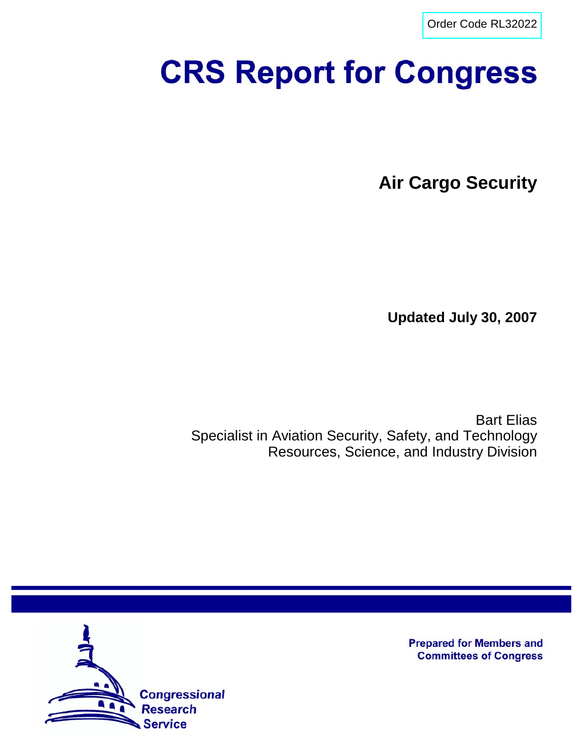Order Code RL32022

# CRS Report for Congress

## Air Cargo Security

**Updated July 30, 2007**

Bart Elias
Specialist in Aviation Security, Safety, and Technology
Resources, Science, and Industry Division

Prepared for Members and Committees of Congress

Congressional Research Service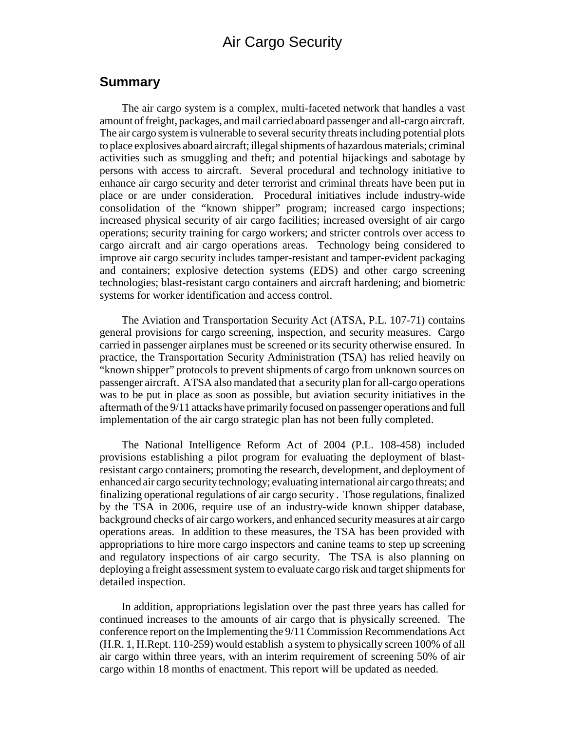# Air Cargo Security

## Summary

The air cargo system is a complex, multi-faceted network that handles a vast amount of freight, packages, and mail carried aboard passenger and all-cargo aircraft. The air cargo system is vulnerable to several security threats including potential plots to place explosives aboard aircraft; illegal shipments of hazardous materials; criminal activities such as smuggling and theft; and potential hijackings and sabotage by persons with access to aircraft. Several procedural and technology initiative to enhance air cargo security and deter terrorist and criminal threats have been put in place or are under consideration. Procedural initiatives include industry-wide consolidation of the "known shipper" program; increased cargo inspections; increased physical security of air cargo facilities; increased oversight of air cargo operations; security training for cargo workers; and stricter controls over access to cargo aircraft and air cargo operations areas. Technology being considered to improve air cargo security includes tamper-resistant and tamper-evident packaging and containers; explosive detection systems (EDS) and other cargo screening technologies; blast-resistant cargo containers and aircraft hardening; and biometric systems for worker identification and access control.

The Aviation and Transportation Security Act (ATSA, P.L. 107-71) contains general provisions for cargo screening, inspection, and security measures. Cargo carried in passenger airplanes must be screened or its security otherwise ensured. In practice, the Transportation Security Administration (TSA) has relied heavily on "known shipper" protocols to prevent shipments of cargo from unknown sources on passenger aircraft. ATSA also mandated that a security plan for all-cargo operations was to be put in place as soon as possible, but aviation security initiatives in the aftermath of the 9/11 attacks have primarily focused on passenger operations and full implementation of the air cargo strategic plan has not been fully completed.

The National Intelligence Reform Act of 2004 (P.L. 108-458) included provisions establishing a pilot program for evaluating the deployment of blast-resistant cargo containers; promoting the research, development, and deployment of enhanced air cargo security technology; evaluating international air cargo threats; and finalizing operational regulations of air cargo security . Those regulations, finalized by the TSA in 2006, require use of an industry-wide known shipper database, background checks of air cargo workers, and enhanced security measures at air cargo operations areas. In addition to these measures, the TSA has been provided with appropriations to hire more cargo inspectors and canine teams to step up screening and regulatory inspections of air cargo security. The TSA is also planning on deploying a freight assessment system to evaluate cargo risk and target shipments for detailed inspection.

In addition, appropriations legislation over the past three years has called for continued increases to the amounts of air cargo that is physically screened. The conference report on the Implementing the 9/11 Commission Recommendations Act (H.R. 1, H.Rept. 110-259) would establish a system to physically screen 100% of all air cargo within three years, with an interim requirement of screening 50% of air cargo within 18 months of enactment. This report will be updated as needed.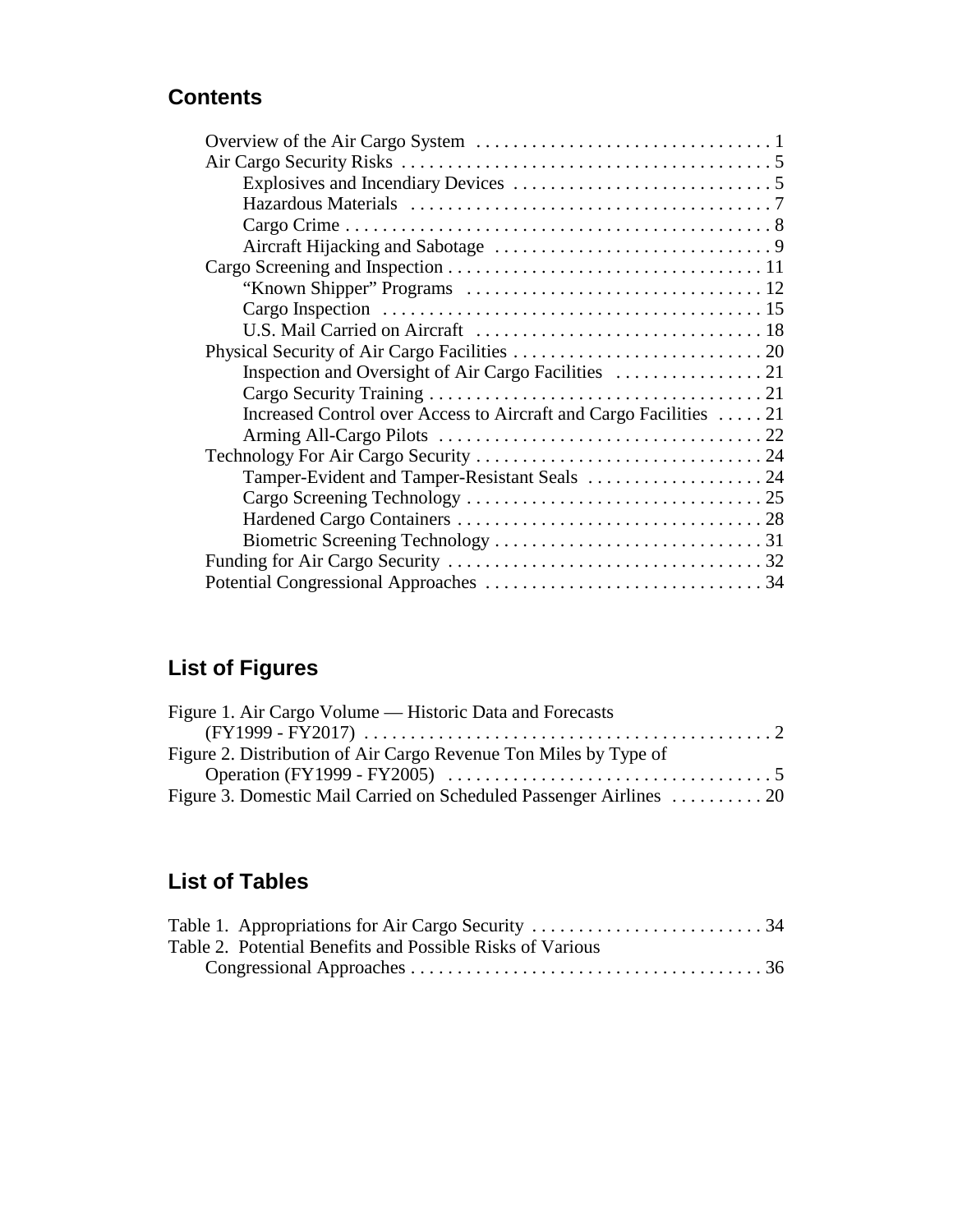## Contents

- Overview of the Air Cargo System . . . . . . . . . . . . . . . . . . . . . . . . . . . . . . . . 1
- Air Cargo Security Risks . . . . . . . . . . . . . . . . . . . . . . . . . . . . . . . . . . . . . . . . 5
  - Explosives and Incendiary Devices . . . . . . . . . . . . . . . . . . . . . . . . . . . . 5
  - Hazardous Materials . . . . . . . . . . . . . . . . . . . . . . . . . . . . . . . . . . . . . . . 7
  - Cargo Crime . . . . . . . . . . . . . . . . . . . . . . . . . . . . . . . . . . . . . . . . . . . . . . 8
  - Aircraft Hijacking and Sabotage . . . . . . . . . . . . . . . . . . . . . . . . . . . . . . 9
- Cargo Screening and Inspection . . . . . . . . . . . . . . . . . . . . . . . . . . . . . . . . . . 11
  - "Known Shipper" Programs . . . . . . . . . . . . . . . . . . . . . . . . . . . . . . . . 12
  - Cargo Inspection . . . . . . . . . . . . . . . . . . . . . . . . . . . . . . . . . . . . . . . . . 15
  - U.S. Mail Carried on Aircraft . . . . . . . . . . . . . . . . . . . . . . . . . . . . . . . 18
- Physical Security of Air Cargo Facilities . . . . . . . . . . . . . . . . . . . . . . . . . . . 20
  - Inspection and Oversight of Air Cargo Facilities . . . . . . . . . . . . . . . . 21
  - Cargo Security Training . . . . . . . . . . . . . . . . . . . . . . . . . . . . . . . . . . . . 21
  - Increased Control over Access to Aircraft and Cargo Facilities . . . . . 21
  - Arming All-Cargo Pilots . . . . . . . . . . . . . . . . . . . . . . . . . . . . . . . . . . . 22
- Technology For Air Cargo Security . . . . . . . . . . . . . . . . . . . . . . . . . . . . . . . 24
  - Tamper-Evident and Tamper-Resistant Seals . . . . . . . . . . . . . . . . . . . 24
  - Cargo Screening Technology . . . . . . . . . . . . . . . . . . . . . . . . . . . . . . . . 25
  - Hardened Cargo Containers . . . . . . . . . . . . . . . . . . . . . . . . . . . . . . . . . 28
  - Biometric Screening Technology . . . . . . . . . . . . . . . . . . . . . . . . . . . . . 31
- Funding for Air Cargo Security . . . . . . . . . . . . . . . . . . . . . . . . . . . . . . . . . . 32
- Potential Congressional Approaches . . . . . . . . . . . . . . . . . . . . . . . . . . . . . . 34

## List of Figures

- Figure 1. Air Cargo Volume — Historic Data and Forecasts (FY1999 - FY2017) . . . . . . . . . . . . . . . . . . . . . . . . . . . . . . . . . . . . . . . . . . . . 2
- Figure 2. Distribution of Air Cargo Revenue Ton Miles by Type of Operation (FY1999 - FY2005) . . . . . . . . . . . . . . . . . . . . . . . . . . . . . . . . . . . 5
- Figure 3. Domestic Mail Carried on Scheduled Passenger Airlines . . . . . . . . . . 20

## List of Tables

- Table 1. Appropriations for Air Cargo Security . . . . . . . . . . . . . . . . . . . . . . . . . 34
- Table 2. Potential Benefits and Possible Risks of Various Congressional Approaches . . . . . . . . . . . . . . . . . . . . . . . . . . . . . . . . . . . . . . 36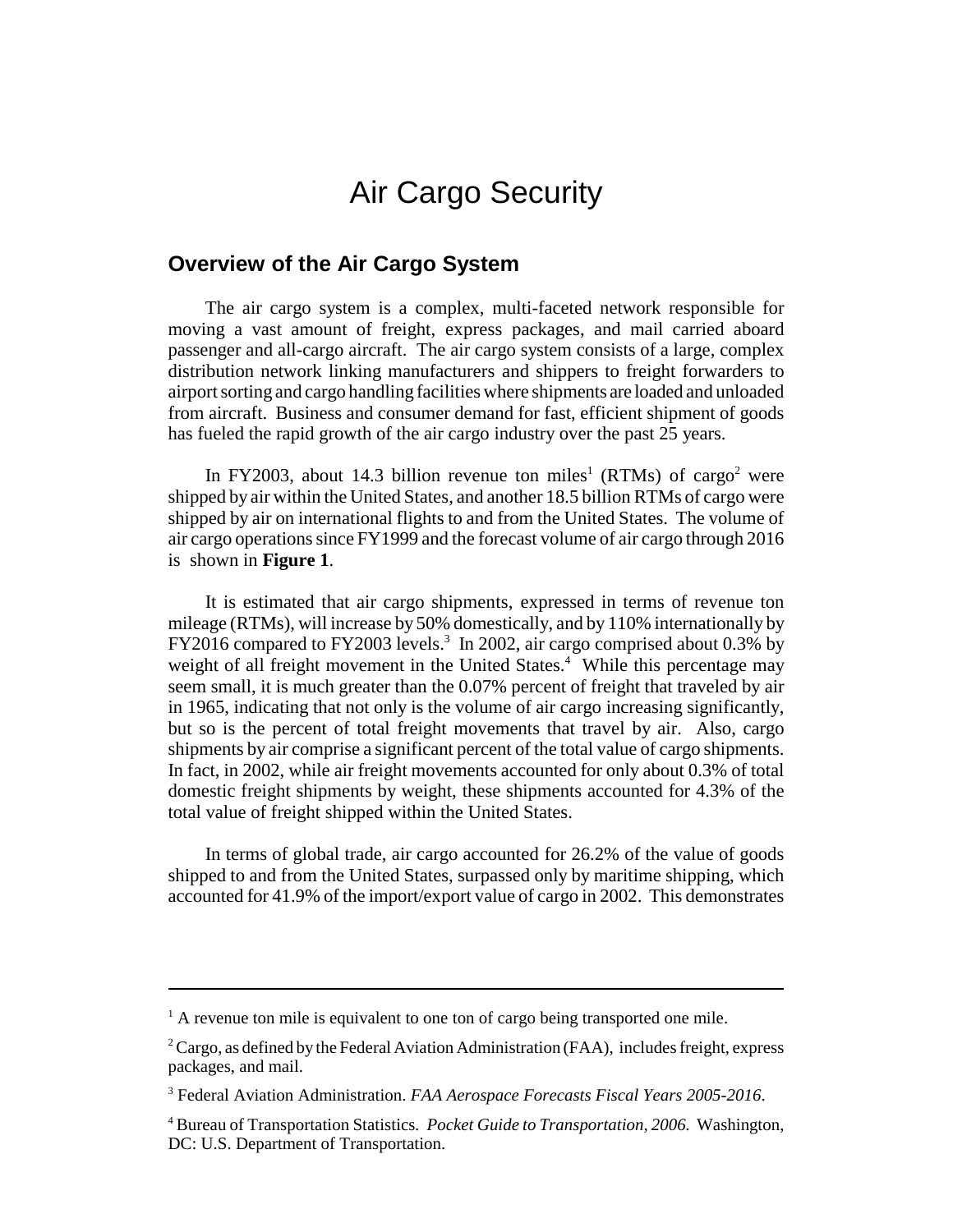# Air Cargo Security

## Overview of the Air Cargo System

The air cargo system is a complex, multi-faceted network responsible for moving a vast amount of freight, express packages, and mail carried aboard passenger and all-cargo aircraft. The air cargo system consists of a large, complex distribution network linking manufacturers and shippers to freight forwarders to airport sorting and cargo handling facilities where shipments are loaded and unloaded from aircraft. Business and consumer demand for fast, efficient shipment of goods has fueled the rapid growth of the air cargo industry over the past 25 years.

In FY2003, about 14.3 billion revenue ton miles[1] (RTMs) of cargo[2] were shipped by air within the United States, and another 18.5 billion RTMs of cargo were shipped by air on international flights to and from the United States. The volume of air cargo operations since FY1999 and the forecast volume of air cargo through 2016 is shown in **Figure 1**.

It is estimated that air cargo shipments, expressed in terms of revenue ton mileage (RTMs), will increase by 50% domestically, and by 110% internationally by FY2016 compared to FY2003 levels.[3] In 2002, air cargo comprised about 0.3% by weight of all freight movement in the United States.[4] While this percentage may seem small, it is much greater than the 0.07% percent of freight that traveled by air in 1965, indicating that not only is the volume of air cargo increasing significantly, but so is the percent of total freight movements that travel by air. Also, cargo shipments by air comprise a significant percent of the total value of cargo shipments. In fact, in 2002, while air freight movements accounted for only about 0.3% of total domestic freight shipments by weight, these shipments accounted for 4.3% of the total value of freight shipped within the United States.

In terms of global trade, air cargo accounted for 26.2% of the value of goods shipped to and from the United States, surpassed only by maritime shipping, which accounted for 41.9% of the import/export value of cargo in 2002. This demonstrates

---

[1] A revenue ton mile is equivalent to one ton of cargo being transported one mile.

[2] Cargo, as defined by the Federal Aviation Administration (FAA), includes freight, express packages, and mail.

[3] Federal Aviation Administration. *FAA Aerospace Forecasts Fiscal Years 2005-2016*.

[4] Bureau of Transportation Statistics. *Pocket Guide to Transportation, 2006.* Washington, DC: U.S. Department of Transportation.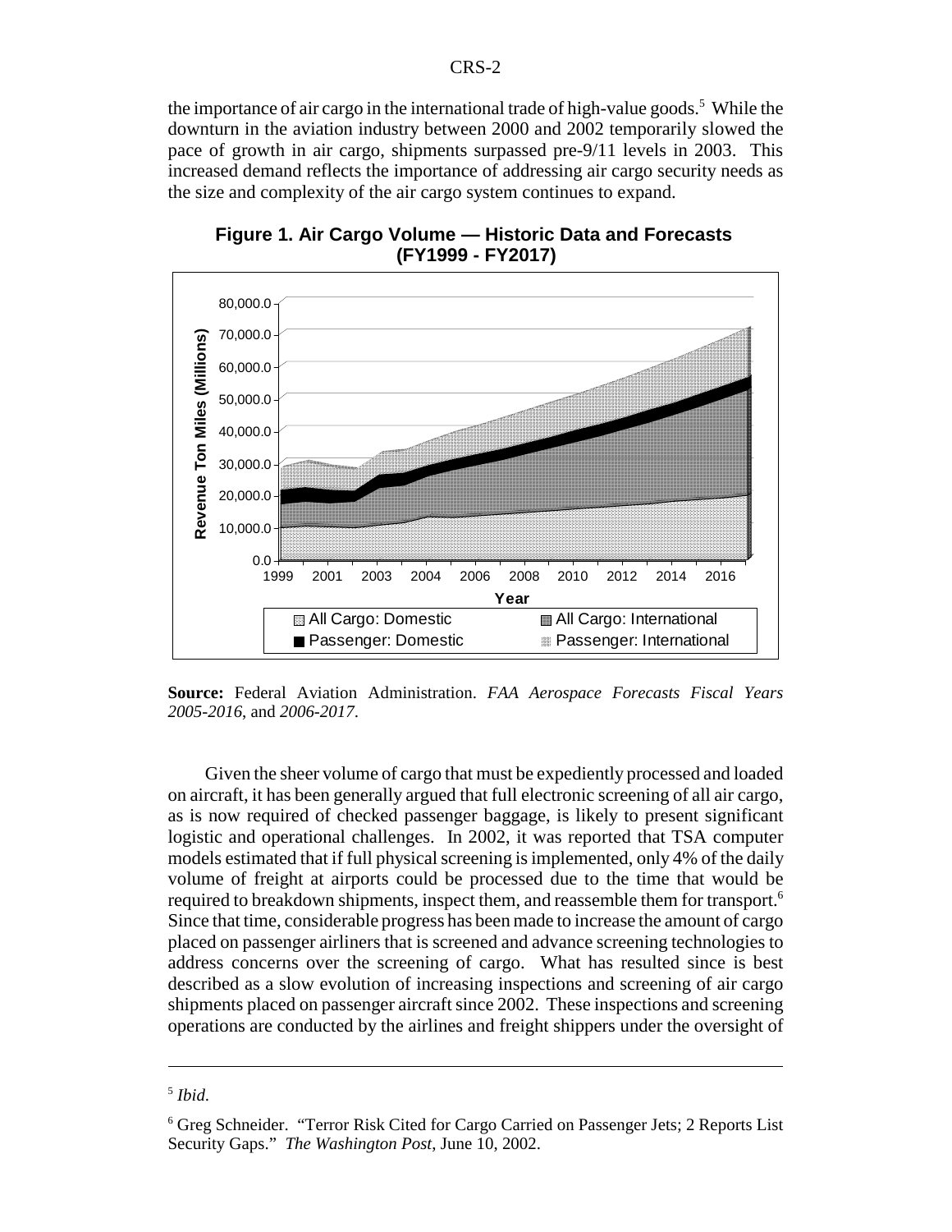the importance of air cargo in the international trade of high-value goods.[5] While the downturn in the aviation industry between 2000 and 2002 temporarily slowed the pace of growth in air cargo, shipments surpassed pre-9/11 levels in 2003. This increased demand reflects the importance of addressing air cargo security needs as the size and complexity of the air cargo system continues to expand.

**Figure 1. Air Cargo Volume — Historic Data and Forecasts (FY1999 - FY2017)**

**Source:** Federal Aviation Administration. *FAA Aerospace Forecasts Fiscal Years 2005-2016*, and *2006-2017*.

Given the sheer volume of cargo that must be expediently processed and loaded on aircraft, it has been generally argued that full electronic screening of all air cargo, as is now required of checked passenger baggage, is likely to present significant logistic and operational challenges. In 2002, it was reported that TSA computer models estimated that if full physical screening is implemented, only 4% of the daily volume of freight at airports could be processed due to the time that would be required to breakdown shipments, inspect them, and reassemble them for transport.[6] Since that time, considerable progress has been made to increase the amount of cargo placed on passenger airliners that is screened and advance screening technologies to address concerns over the screening of cargo. What has resulted since is best described as a slow evolution of increasing inspections and screening of air cargo shipments placed on passenger aircraft since 2002. These inspections and screening operations are conducted by the airlines and freight shippers under the oversight of

---

[5] *Ibid.*

[6] Greg Schneider. "Terror Risk Cited for Cargo Carried on Passenger Jets; 2 Reports List Security Gaps." *The Washington Post*, June 10, 2002.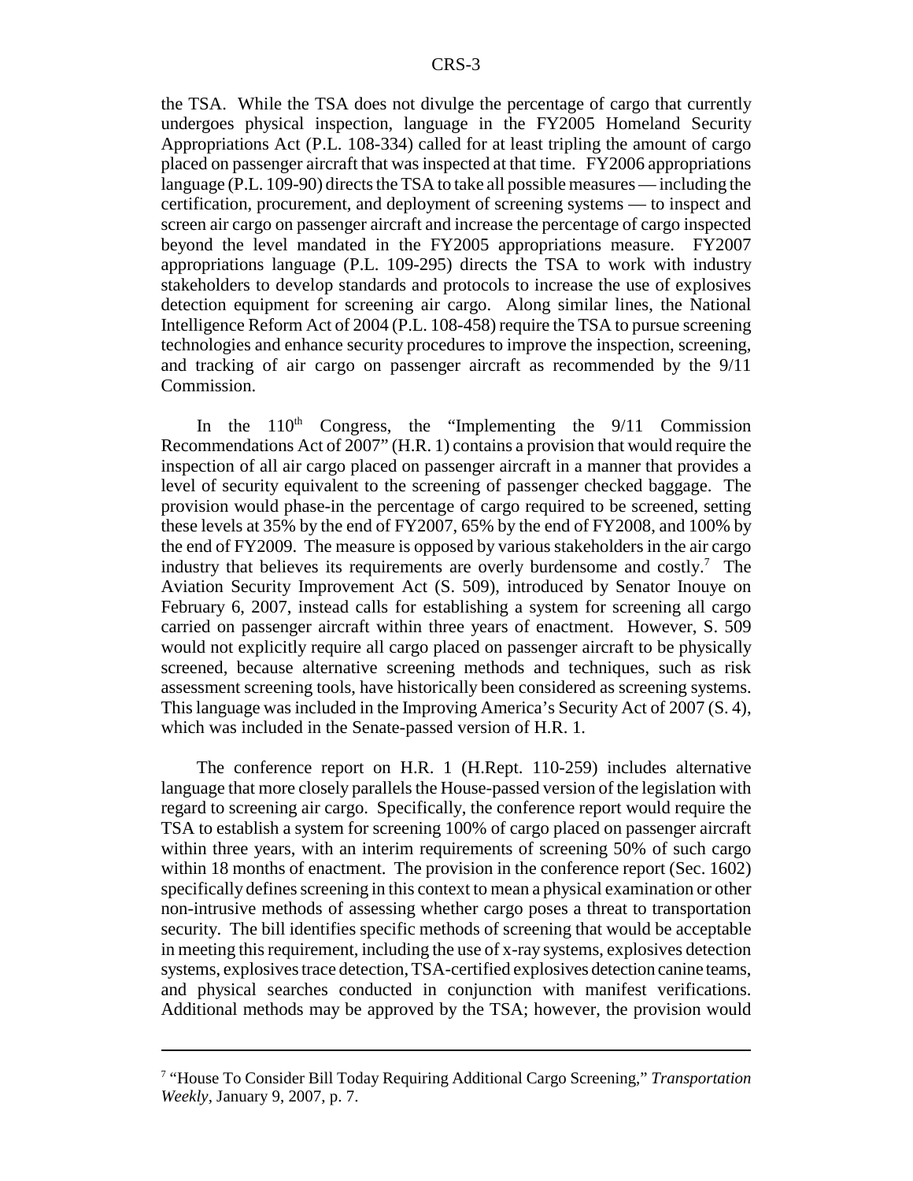the TSA. While the TSA does not divulge the percentage of cargo that currently undergoes physical inspection, language in the FY2005 Homeland Security Appropriations Act (P.L. 108-334) called for at least tripling the amount of cargo placed on passenger aircraft that was inspected at that time. FY2006 appropriations language (P.L. 109-90) directs the TSA to take all possible measures — including the certification, procurement, and deployment of screening systems — to inspect and screen air cargo on passenger aircraft and increase the percentage of cargo inspected beyond the level mandated in the FY2005 appropriations measure. FY2007 appropriations language (P.L. 109-295) directs the TSA to work with industry stakeholders to develop standards and protocols to increase the use of explosives detection equipment for screening air cargo. Along similar lines, the National Intelligence Reform Act of 2004 (P.L. 108-458) require the TSA to pursue screening technologies and enhance security procedures to improve the inspection, screening, and tracking of air cargo on passenger aircraft as recommended by the 9/11 Commission.

In the 110th Congress, the "Implementing the 9/11 Commission Recommendations Act of 2007" (H.R. 1) contains a provision that would require the inspection of all air cargo placed on passenger aircraft in a manner that provides a level of security equivalent to the screening of passenger checked baggage. The provision would phase-in the percentage of cargo required to be screened, setting these levels at 35% by the end of FY2007, 65% by the end of FY2008, and 100% by the end of FY2009. The measure is opposed by various stakeholders in the air cargo industry that believes its requirements are overly burdensome and costly.[7] The Aviation Security Improvement Act (S. 509), introduced by Senator Inouye on February 6, 2007, instead calls for establishing a system for screening all cargo carried on passenger aircraft within three years of enactment. However, S. 509 would not explicitly require all cargo placed on passenger aircraft to be physically screened, because alternative screening methods and techniques, such as risk assessment screening tools, have historically been considered as screening systems. This language was included in the Improving America's Security Act of 2007 (S. 4), which was included in the Senate-passed version of H.R. 1.

The conference report on H.R. 1 (H.Rept. 110-259) includes alternative language that more closely parallels the House-passed version of the legislation with regard to screening air cargo. Specifically, the conference report would require the TSA to establish a system for screening 100% of cargo placed on passenger aircraft within three years, with an interim requirements of screening 50% of such cargo within 18 months of enactment. The provision in the conference report (Sec. 1602) specifically defines screening in this context to mean a physical examination or other non-intrusive methods of assessing whether cargo poses a threat to transportation security. The bill identifies specific methods of screening that would be acceptable in meeting this requirement, including the use of x-ray systems, explosives detection systems, explosives trace detection, TSA-certified explosives detection canine teams, and physical searches conducted in conjunction with manifest verifications. Additional methods may be approved by the TSA; however, the provision would

[7] "House To Consider Bill Today Requiring Additional Cargo Screening," *Transportation Weekly*, January 9, 2007, p. 7.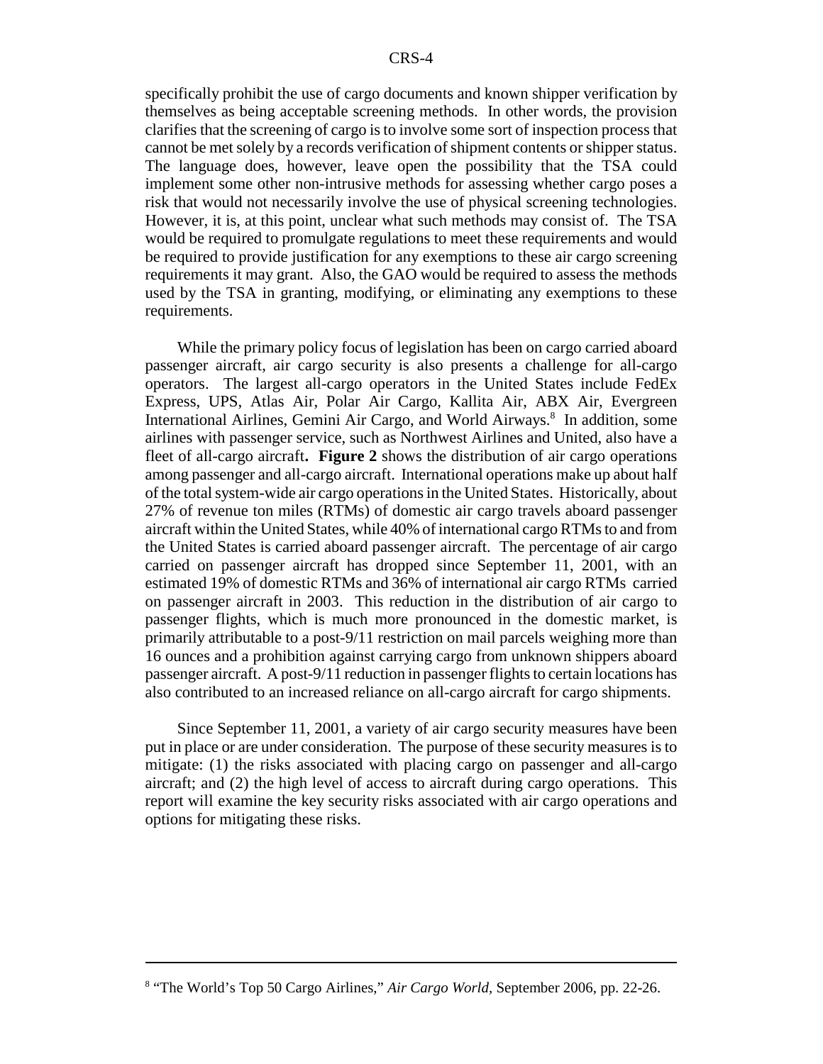specifically prohibit the use of cargo documents and known shipper verification by themselves as being acceptable screening methods. In other words, the provision clarifies that the screening of cargo is to involve some sort of inspection process that cannot be met solely by a records verification of shipment contents or shipper status. The language does, however, leave open the possibility that the TSA could implement some other non-intrusive methods for assessing whether cargo poses a risk that would not necessarily involve the use of physical screening technologies. However, it is, at this point, unclear what such methods may consist of. The TSA would be required to promulgate regulations to meet these requirements and would be required to provide justification for any exemptions to these air cargo screening requirements it may grant. Also, the GAO would be required to assess the methods used by the TSA in granting, modifying, or eliminating any exemptions to these requirements.

While the primary policy focus of legislation has been on cargo carried aboard passenger aircraft, air cargo security is also presents a challenge for all-cargo operators. The largest all-cargo operators in the United States include FedEx Express, UPS, Atlas Air, Polar Air Cargo, Kallita Air, ABX Air, Evergreen International Airlines, Gemini Air Cargo, and World Airways.[8] In addition, some airlines with passenger service, such as Northwest Airlines and United, also have a fleet of all-cargo aircraft**.** **Figure 2** shows the distribution of air cargo operations among passenger and all-cargo aircraft. International operations make up about half of the total system-wide air cargo operations in the United States. Historically, about 27% of revenue ton miles (RTMs) of domestic air cargo travels aboard passenger aircraft within the United States, while 40% of international cargo RTMs to and from the United States is carried aboard passenger aircraft. The percentage of air cargo carried on passenger aircraft has dropped since September 11, 2001, with an estimated 19% of domestic RTMs and 36% of international air cargo RTMs carried on passenger aircraft in 2003. This reduction in the distribution of air cargo to passenger flights, which is much more pronounced in the domestic market, is primarily attributable to a post-9/11 restriction on mail parcels weighing more than 16 ounces and a prohibition against carrying cargo from unknown shippers aboard passenger aircraft. A post-9/11 reduction in passenger flights to certain locations has also contributed to an increased reliance on all-cargo aircraft for cargo shipments.

Since September 11, 2001, a variety of air cargo security measures have been put in place or are under consideration. The purpose of these security measures is to mitigate: (1) the risks associated with placing cargo on passenger and all-cargo aircraft; and (2) the high level of access to aircraft during cargo operations. This report will examine the key security risks associated with air cargo operations and options for mitigating these risks.

---

[8] "The World's Top 50 Cargo Airlines," *Air Cargo World*, September 2006, pp. 22-26.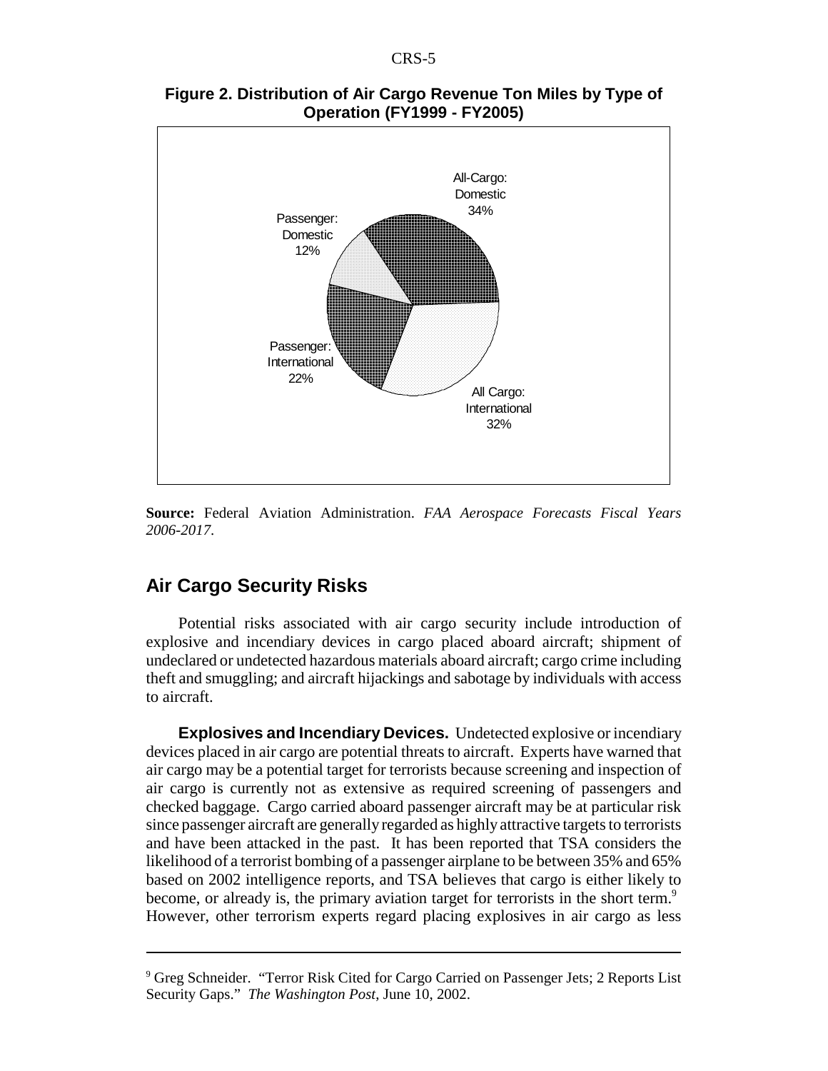**Figure 2. Distribution of Air Cargo Revenue Ton Miles by Type of Operation (FY1999 - FY2005)**

All-Cargo: Domestic 34%

Passenger: Domestic 12%

Passenger: International 22%

All Cargo: International 32%

**Source:** Federal Aviation Administration. *FAA Aerospace Forecasts Fiscal Years 2006-2017*.

## Air Cargo Security Risks

Potential risks associated with air cargo security include introduction of explosive and incendiary devices in cargo placed aboard aircraft; shipment of undeclared or undetected hazardous materials aboard aircraft; cargo crime including theft and smuggling; and aircraft hijackings and sabotage by individuals with access to aircraft.

**Explosives and Incendiary Devices.** Undetected explosive or incendiary devices placed in air cargo are potential threats to aircraft. Experts have warned that air cargo may be a potential target for terrorists because screening and inspection of air cargo is currently not as extensive as required screening of passengers and checked baggage. Cargo carried aboard passenger aircraft may be at particular risk since passenger aircraft are generally regarded as highly attractive targets to terrorists and have been attacked in the past. It has been reported that TSA considers the likelihood of a terrorist bombing of a passenger airplane to be between 35% and 65% based on 2002 intelligence reports, and TSA believes that cargo is either likely to become, or already is, the primary aviation target for terrorists in the short term.[9] However, other terrorism experts regard placing explosives in air cargo as less

[9] Greg Schneider. "Terror Risk Cited for Cargo Carried on Passenger Jets; 2 Reports List Security Gaps." *The Washington Post*, June 10, 2002.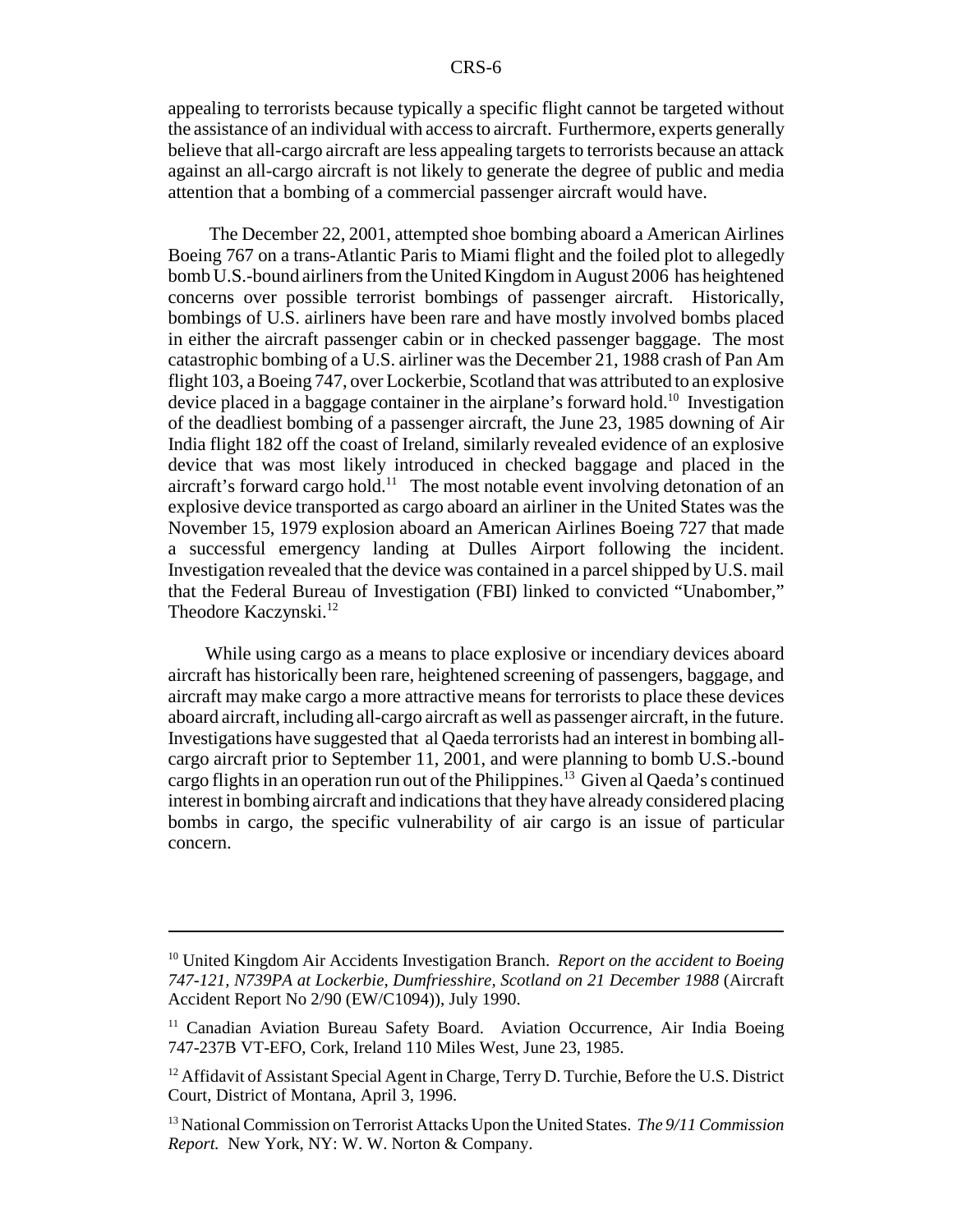appealing to terrorists because typically a specific flight cannot be targeted without the assistance of an individual with access to aircraft. Furthermore, experts generally believe that all-cargo aircraft are less appealing targets to terrorists because an attack against an all-cargo aircraft is not likely to generate the degree of public and media attention that a bombing of a commercial passenger aircraft would have.

The December 22, 2001, attempted shoe bombing aboard a American Airlines Boeing 767 on a trans-Atlantic Paris to Miami flight and the foiled plot to allegedly bomb U.S.-bound airliners from the United Kingdom in August 2006 has heightened concerns over possible terrorist bombings of passenger aircraft. Historically, bombings of U.S. airliners have been rare and have mostly involved bombs placed in either the aircraft passenger cabin or in checked passenger baggage. The most catastrophic bombing of a U.S. airliner was the December 21, 1988 crash of Pan Am flight 103, a Boeing 747, over Lockerbie, Scotland that was attributed to an explosive device placed in a baggage container in the airplane's forward hold.[10] Investigation of the deadliest bombing of a passenger aircraft, the June 23, 1985 downing of Air India flight 182 off the coast of Ireland, similarly revealed evidence of an explosive device that was most likely introduced in checked baggage and placed in the aircraft's forward cargo hold.[11] The most notable event involving detonation of an explosive device transported as cargo aboard an airliner in the United States was the November 15, 1979 explosion aboard an American Airlines Boeing 727 that made a successful emergency landing at Dulles Airport following the incident. Investigation revealed that the device was contained in a parcel shipped by U.S. mail that the Federal Bureau of Investigation (FBI) linked to convicted "Unabomber," Theodore Kaczynski.[12]

While using cargo as a means to place explosive or incendiary devices aboard aircraft has historically been rare, heightened screening of passengers, baggage, and aircraft may make cargo a more attractive means for terrorists to place these devices aboard aircraft, including all-cargo aircraft as well as passenger aircraft, in the future. Investigations have suggested that al Qaeda terrorists had an interest in bombing all-cargo aircraft prior to September 11, 2001, and were planning to bomb U.S.-bound cargo flights in an operation run out of the Philippines.[13] Given al Qaeda's continued interest in bombing aircraft and indications that they have already considered placing bombs in cargo, the specific vulnerability of air cargo is an issue of particular concern.

---

[10] United Kingdom Air Accidents Investigation Branch. *Report on the accident to Boeing 747-121, N739PA at Lockerbie, Dumfriesshire, Scotland on 21 December 1988* (Aircraft Accident Report No 2/90 (EW/C1094)), July 1990.

[11] Canadian Aviation Bureau Safety Board. Aviation Occurrence, Air India Boeing 747-237B VT-EFO, Cork, Ireland 110 Miles West, June 23, 1985.

[12] Affidavit of Assistant Special Agent in Charge, Terry D. Turchie, Before the U.S. District Court, District of Montana, April 3, 1996.

[13] National Commission on Terrorist Attacks Upon the United States. *The 9/11 Commission Report.* New York, NY: W. W. Norton & Company.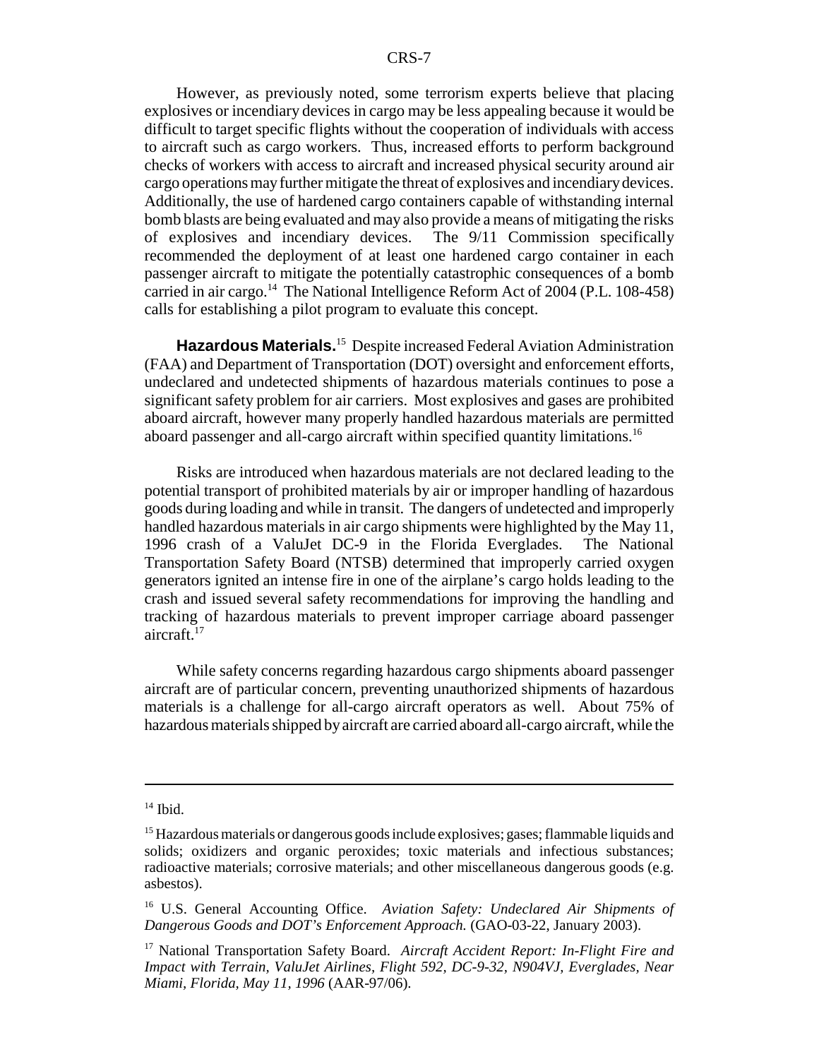However, as previously noted, some terrorism experts believe that placing explosives or incendiary devices in cargo may be less appealing because it would be difficult to target specific flights without the cooperation of individuals with access to aircraft such as cargo workers. Thus, increased efforts to perform background checks of workers with access to aircraft and increased physical security around air cargo operations may further mitigate the threat of explosives and incendiary devices. Additionally, the use of hardened cargo containers capable of withstanding internal bomb blasts are being evaluated and may also provide a means of mitigating the risks of explosives and incendiary devices. The 9/11 Commission specifically recommended the deployment of at least one hardened cargo container in each passenger aircraft to mitigate the potentially catastrophic consequences of a bomb carried in air cargo.[14] The National Intelligence Reform Act of 2004 (P.L. 108-458) calls for establishing a pilot program to evaluate this concept.

**Hazardous Materials.**[15] Despite increased Federal Aviation Administration (FAA) and Department of Transportation (DOT) oversight and enforcement efforts, undeclared and undetected shipments of hazardous materials continues to pose a significant safety problem for air carriers. Most explosives and gases are prohibited aboard aircraft, however many properly handled hazardous materials are permitted aboard passenger and all-cargo aircraft within specified quantity limitations.[16]

Risks are introduced when hazardous materials are not declared leading to the potential transport of prohibited materials by air or improper handling of hazardous goods during loading and while in transit. The dangers of undetected and improperly handled hazardous materials in air cargo shipments were highlighted by the May 11, 1996 crash of a ValuJet DC-9 in the Florida Everglades. The National Transportation Safety Board (NTSB) determined that improperly carried oxygen generators ignited an intense fire in one of the airplane's cargo holds leading to the crash and issued several safety recommendations for improving the handling and tracking of hazardous materials to prevent improper carriage aboard passenger aircraft.[17]

While safety concerns regarding hazardous cargo shipments aboard passenger aircraft are of particular concern, preventing unauthorized shipments of hazardous materials is a challenge for all-cargo aircraft operators as well. About 75% of hazardous materials shipped by aircraft are carried aboard all-cargo aircraft, while the

---

[14] Ibid.

[15] Hazardous materials or dangerous goods include explosives; gases; flammable liquids and solids; oxidizers and organic peroxides; toxic materials and infectious substances; radioactive materials; corrosive materials; and other miscellaneous dangerous goods (e.g. asbestos).

[16] U.S. General Accounting Office. *Aviation Safety: Undeclared Air Shipments of Dangerous Goods and DOT's Enforcement Approach.* (GAO-03-22, January 2003).

[17] National Transportation Safety Board. *Aircraft Accident Report: In-Flight Fire and Impact with Terrain, ValuJet Airlines, Flight 592, DC-9-32, N904VJ, Everglades, Near Miami, Florida, May 11, 1996* (AAR-97/06).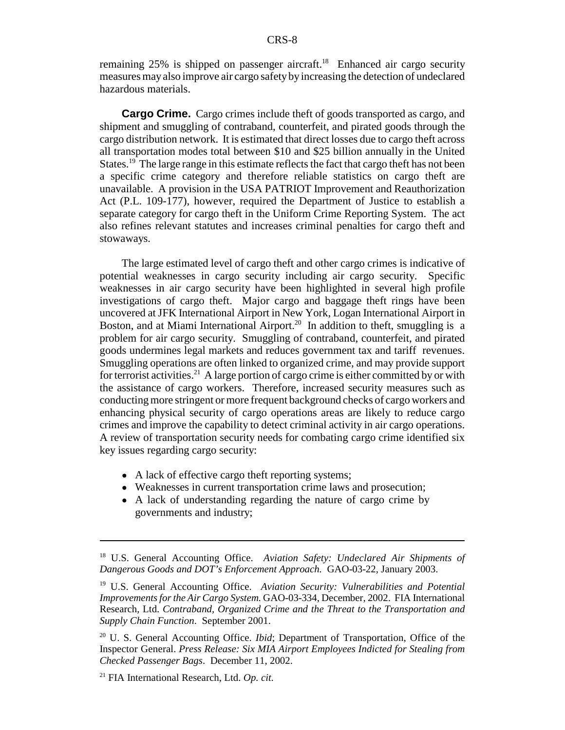remaining 25% is shipped on passenger aircraft.[18] Enhanced air cargo security measures may also improve air cargo safety by increasing the detection of undeclared hazardous materials.

**Cargo Crime.** Cargo crimes include theft of goods transported as cargo, and shipment and smuggling of contraband, counterfeit, and pirated goods through the cargo distribution network. It is estimated that direct losses due to cargo theft across all transportation modes total between $10 and $25 billion annually in the United States.[19] The large range in this estimate reflects the fact that cargo theft has not been a specific crime category and therefore reliable statistics on cargo theft are unavailable. A provision in the USA PATRIOT Improvement and Reauthorization Act (P.L. 109-177), however, required the Department of Justice to establish a separate category for cargo theft in the Uniform Crime Reporting System. The act also refines relevant statutes and increases criminal penalties for cargo theft and stowaways.

The large estimated level of cargo theft and other cargo crimes is indicative of potential weaknesses in cargo security including air cargo security. Specific weaknesses in air cargo security have been highlighted in several high profile investigations of cargo theft. Major cargo and baggage theft rings have been uncovered at JFK International Airport in New York, Logan International Airport in Boston, and at Miami International Airport.[20] In addition to theft, smuggling is a problem for air cargo security. Smuggling of contraband, counterfeit, and pirated goods undermines legal markets and reduces government tax and tariff revenues. Smuggling operations are often linked to organized crime, and may provide support for terrorist activities.[21] A large portion of cargo crime is either committed by or with the assistance of cargo workers. Therefore, increased security measures such as conducting more stringent or more frequent background checks of cargo workers and enhancing physical security of cargo operations areas are likely to reduce cargo crimes and improve the capability to detect criminal activity in air cargo operations. A review of transportation security needs for combating cargo crime identified six key issues regarding cargo security:

- A lack of effective cargo theft reporting systems;
- Weaknesses in current transportation crime laws and prosecution;
- A lack of understanding regarding the nature of cargo crime by governments and industry;

---

[18] U.S. General Accounting Office. *Aviation Safety: Undeclared Air Shipments of Dangerous Goods and DOT's Enforcement Approach.* GAO-03-22, January 2003.

[19] U.S. General Accounting Office. *Aviation Security: Vulnerabilities and Potential Improvements for the Air Cargo System.* GAO-03-334, December, 2002. FIA International Research, Ltd. *Contraband, Organized Crime and the Threat to the Transportation and Supply Chain Function*. September 2001.

[20] U. S. General Accounting Office. *Ibid*; Department of Transportation, Office of the Inspector General. *Press Release: Six MIA Airport Employees Indicted for Stealing from Checked Passenger Bags*. December 11, 2002.

[21] FIA International Research, Ltd. *Op. cit.*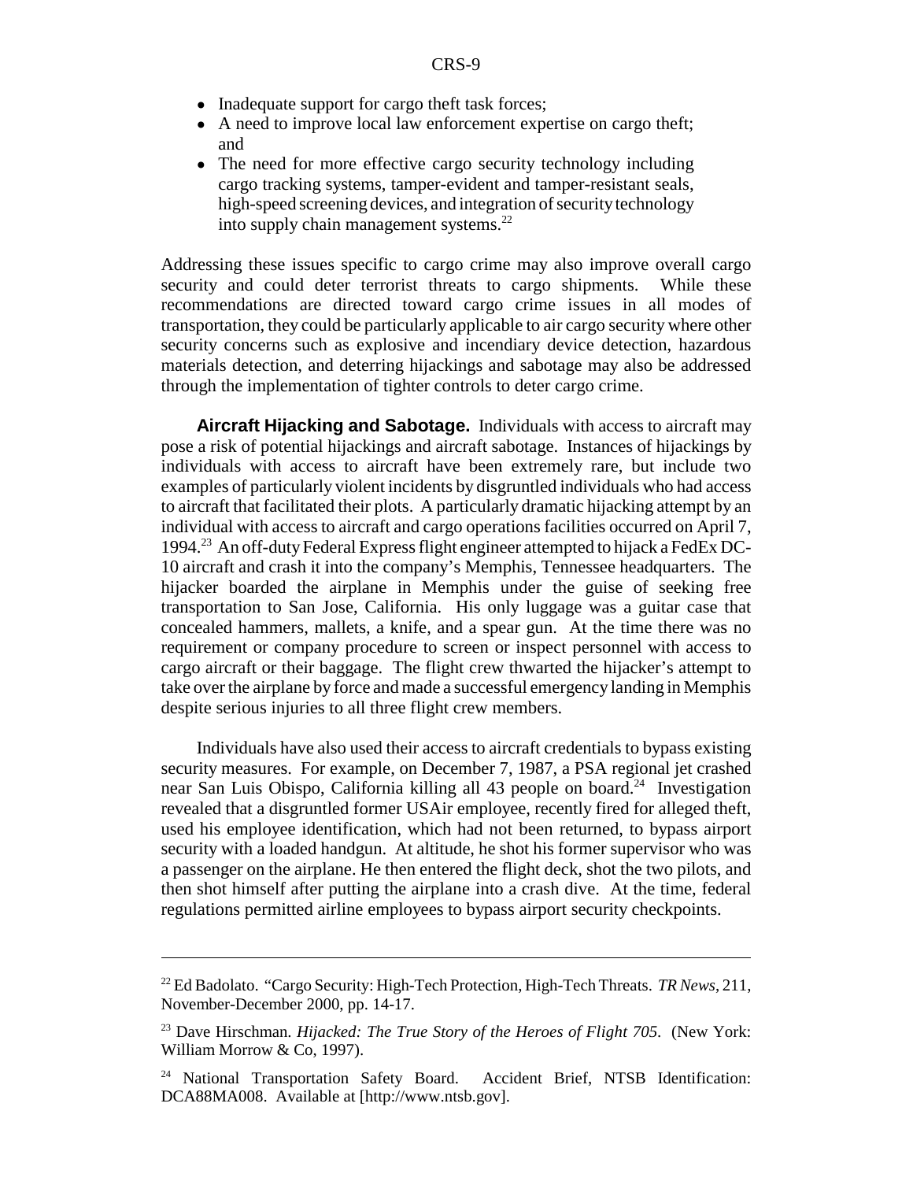- Inadequate support for cargo theft task forces;
- A need to improve local law enforcement expertise on cargo theft; and
- The need for more effective cargo security technology including cargo tracking systems, tamper-evident and tamper-resistant seals, high-speed screening devices, and integration of security technology into supply chain management systems.[22]

Addressing these issues specific to cargo crime may also improve overall cargo security and could deter terrorist threats to cargo shipments. While these recommendations are directed toward cargo crime issues in all modes of transportation, they could be particularly applicable to air cargo security where other security concerns such as explosive and incendiary device detection, hazardous materials detection, and deterring hijackings and sabotage may also be addressed through the implementation of tighter controls to deter cargo crime.

**Aircraft Hijacking and Sabotage.** Individuals with access to aircraft may pose a risk of potential hijackings and aircraft sabotage. Instances of hijackings by individuals with access to aircraft have been extremely rare, but include two examples of particularly violent incidents by disgruntled individuals who had access to aircraft that facilitated their plots. A particularly dramatic hijacking attempt by an individual with access to aircraft and cargo operations facilities occurred on April 7, 1994.[23] An off-duty Federal Express flight engineer attempted to hijack a FedEx DC-10 aircraft and crash it into the company's Memphis, Tennessee headquarters. The hijacker boarded the airplane in Memphis under the guise of seeking free transportation to San Jose, California. His only luggage was a guitar case that concealed hammers, mallets, a knife, and a spear gun. At the time there was no requirement or company procedure to screen or inspect personnel with access to cargo aircraft or their baggage. The flight crew thwarted the hijacker's attempt to take over the airplane by force and made a successful emergency landing in Memphis despite serious injuries to all three flight crew members.

Individuals have also used their access to aircraft credentials to bypass existing security measures. For example, on December 7, 1987, a PSA regional jet crashed near San Luis Obispo, California killing all 43 people on board.[24] Investigation revealed that a disgruntled former USAir employee, recently fired for alleged theft, used his employee identification, which had not been returned, to bypass airport security with a loaded handgun. At altitude, he shot his former supervisor who was a passenger on the airplane. He then entered the flight deck, shot the two pilots, and then shot himself after putting the airplane into a crash dive. At the time, federal regulations permitted airline employees to bypass airport security checkpoints.

---

[22] Ed Badolato. "Cargo Security: High-Tech Protection, High-Tech Threats. *TR News*, 211, November-December 2000, pp. 14-17.

[23] Dave Hirschman. *Hijacked: The True Story of the Heroes of Flight 705*. (New York: William Morrow & Co, 1997).

[24] National Transportation Safety Board. Accident Brief, NTSB Identification: DCA88MA008. Available at [http://www.ntsb.gov].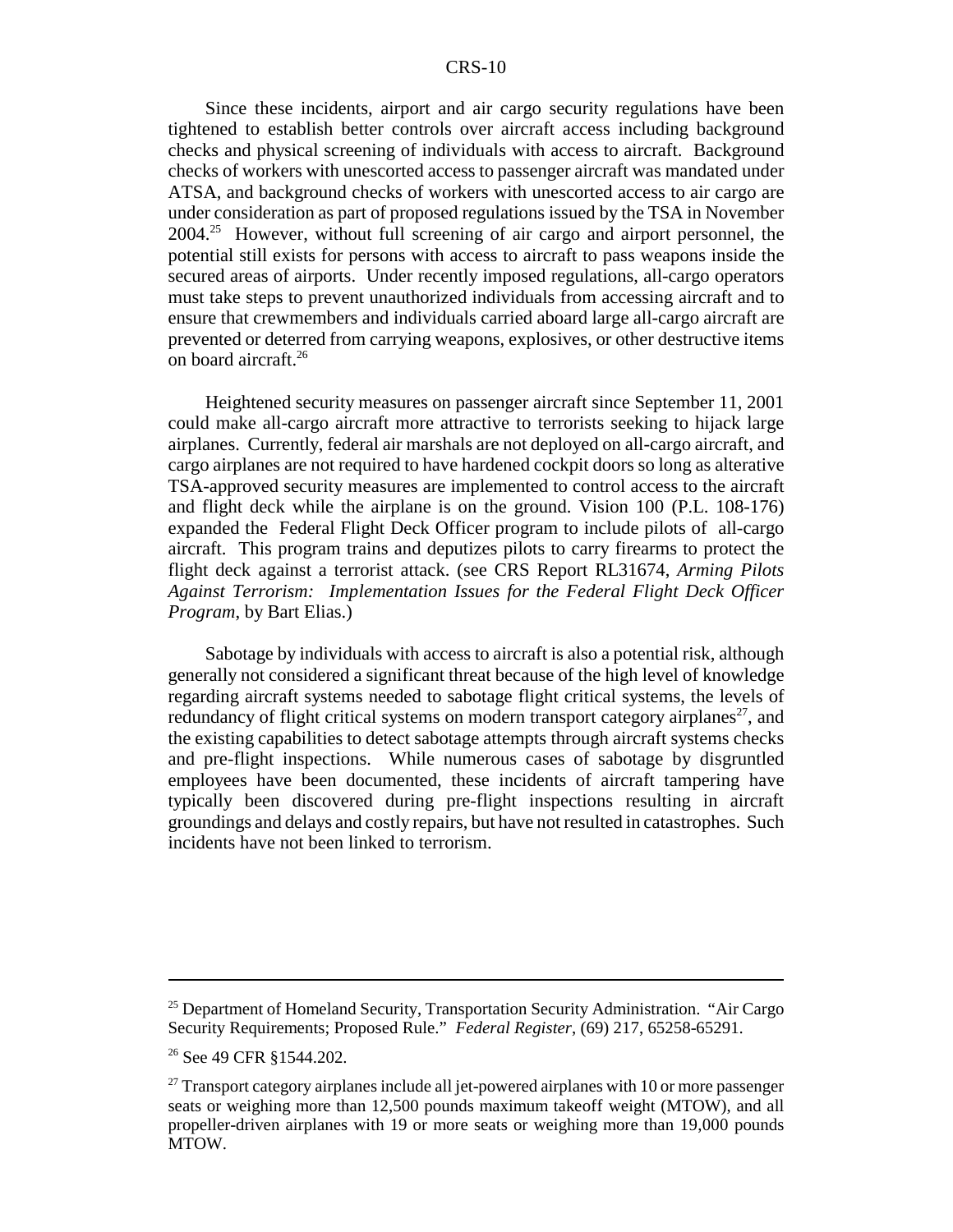Since these incidents, airport and air cargo security regulations have been tightened to establish better controls over aircraft access including background checks and physical screening of individuals with access to aircraft. Background checks of workers with unescorted access to passenger aircraft was mandated under ATSA, and background checks of workers with unescorted access to air cargo are under consideration as part of proposed regulations issued by the TSA in November 2004.[25] However, without full screening of air cargo and airport personnel, the potential still exists for persons with access to aircraft to pass weapons inside the secured areas of airports. Under recently imposed regulations, all-cargo operators must take steps to prevent unauthorized individuals from accessing aircraft and to ensure that crewmembers and individuals carried aboard large all-cargo aircraft are prevented or deterred from carrying weapons, explosives, or other destructive items on board aircraft.[26]

Heightened security measures on passenger aircraft since September 11, 2001 could make all-cargo aircraft more attractive to terrorists seeking to hijack large airplanes. Currently, federal air marshals are not deployed on all-cargo aircraft, and cargo airplanes are not required to have hardened cockpit doors so long as alterative TSA-approved security measures are implemented to control access to the aircraft and flight deck while the airplane is on the ground. Vision 100 (P.L. 108-176) expanded the Federal Flight Deck Officer program to include pilots of all-cargo aircraft. This program trains and deputizes pilots to carry firearms to protect the flight deck against a terrorist attack. (see CRS Report RL31674, *Arming Pilots Against Terrorism: Implementation Issues for the Federal Flight Deck Officer Program*, by Bart Elias.)

Sabotage by individuals with access to aircraft is also a potential risk, although generally not considered a significant threat because of the high level of knowledge regarding aircraft systems needed to sabotage flight critical systems, the levels of redundancy of flight critical systems on modern transport category airplanes[27], and the existing capabilities to detect sabotage attempts through aircraft systems checks and pre-flight inspections. While numerous cases of sabotage by disgruntled employees have been documented, these incidents of aircraft tampering have typically been discovered during pre-flight inspections resulting in aircraft groundings and delays and costly repairs, but have not resulted in catastrophes. Such incidents have not been linked to terrorism.

---

[25] Department of Homeland Security, Transportation Security Administration. "Air Cargo Security Requirements; Proposed Rule." *Federal Register*, (69) 217, 65258-65291.

[26] See 49 CFR §1544.202.

[27] Transport category airplanes include all jet-powered airplanes with 10 or more passenger seats or weighing more than 12,500 pounds maximum takeoff weight (MTOW), and all propeller-driven airplanes with 19 or more seats or weighing more than 19,000 pounds MTOW.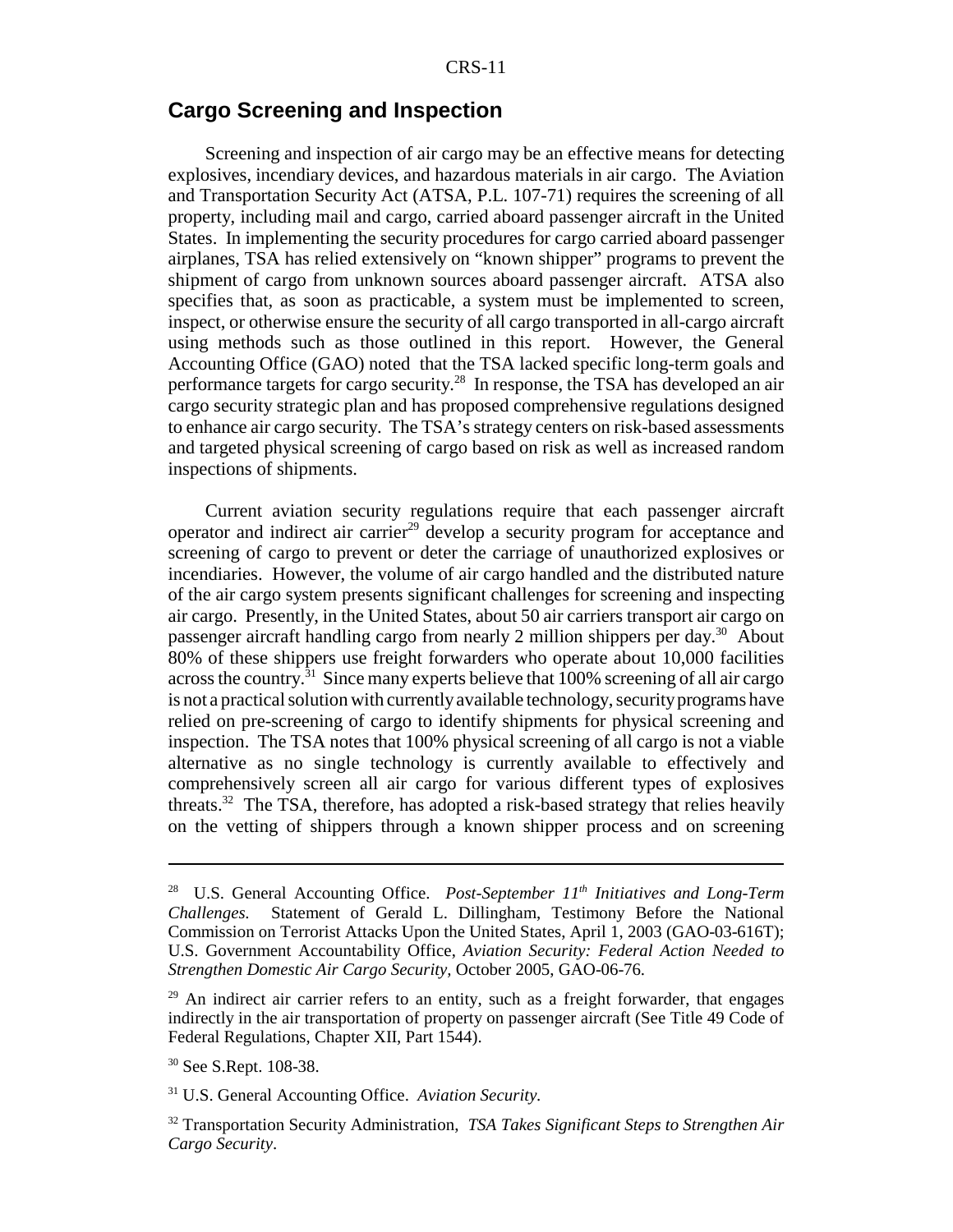## Cargo Screening and Inspection

Screening and inspection of air cargo may be an effective means for detecting explosives, incendiary devices, and hazardous materials in air cargo. The Aviation and Transportation Security Act (ATSA, P.L. 107-71) requires the screening of all property, including mail and cargo, carried aboard passenger aircraft in the United States. In implementing the security procedures for cargo carried aboard passenger airplanes, TSA has relied extensively on "known shipper" programs to prevent the shipment of cargo from unknown sources aboard passenger aircraft. ATSA also specifies that, as soon as practicable, a system must be implemented to screen, inspect, or otherwise ensure the security of all cargo transported in all-cargo aircraft using methods such as those outlined in this report. However, the General Accounting Office (GAO) noted that the TSA lacked specific long-term goals and performance targets for cargo security.[28] In response, the TSA has developed an air cargo security strategic plan and has proposed comprehensive regulations designed to enhance air cargo security. The TSA's strategy centers on risk-based assessments and targeted physical screening of cargo based on risk as well as increased random inspections of shipments.

Current aviation security regulations require that each passenger aircraft operator and indirect air carrier[29] develop a security program for acceptance and screening of cargo to prevent or deter the carriage of unauthorized explosives or incendiaries. However, the volume of air cargo handled and the distributed nature of the air cargo system presents significant challenges for screening and inspecting air cargo. Presently, in the United States, about 50 air carriers transport air cargo on passenger aircraft handling cargo from nearly 2 million shippers per day.[30] About 80% of these shippers use freight forwarders who operate about 10,000 facilities across the country.[31] Since many experts believe that 100% screening of all air cargo is not a practical solution with currently available technology, security programs have relied on pre-screening of cargo to identify shipments for physical screening and inspection. The TSA notes that 100% physical screening of all cargo is not a viable alternative as no single technology is currently available to effectively and comprehensively screen all air cargo for various different types of explosives threats.[32] The TSA, therefore, has adopted a risk-based strategy that relies heavily on the vetting of shippers through a known shipper process and on screening

---

[28] U.S. General Accounting Office. *Post-September 11th Initiatives and Long-Term Challenges.* Statement of Gerald L. Dillingham, Testimony Before the National Commission on Terrorist Attacks Upon the United States, April 1, 2003 (GAO-03-616T); U.S. Government Accountability Office, *Aviation Security: Federal Action Needed to Strengthen Domestic Air Cargo Security,* October 2005, GAO-06-76.

[29] An indirect air carrier refers to an entity, such as a freight forwarder, that engages indirectly in the air transportation of property on passenger aircraft (See Title 49 Code of Federal Regulations, Chapter XII, Part 1544).

[30] See S.Rept. 108-38.

[31] U.S. General Accounting Office. *Aviation Security.*

[32] Transportation Security Administration, *TSA Takes Significant Steps to Strengthen Air Cargo Security*.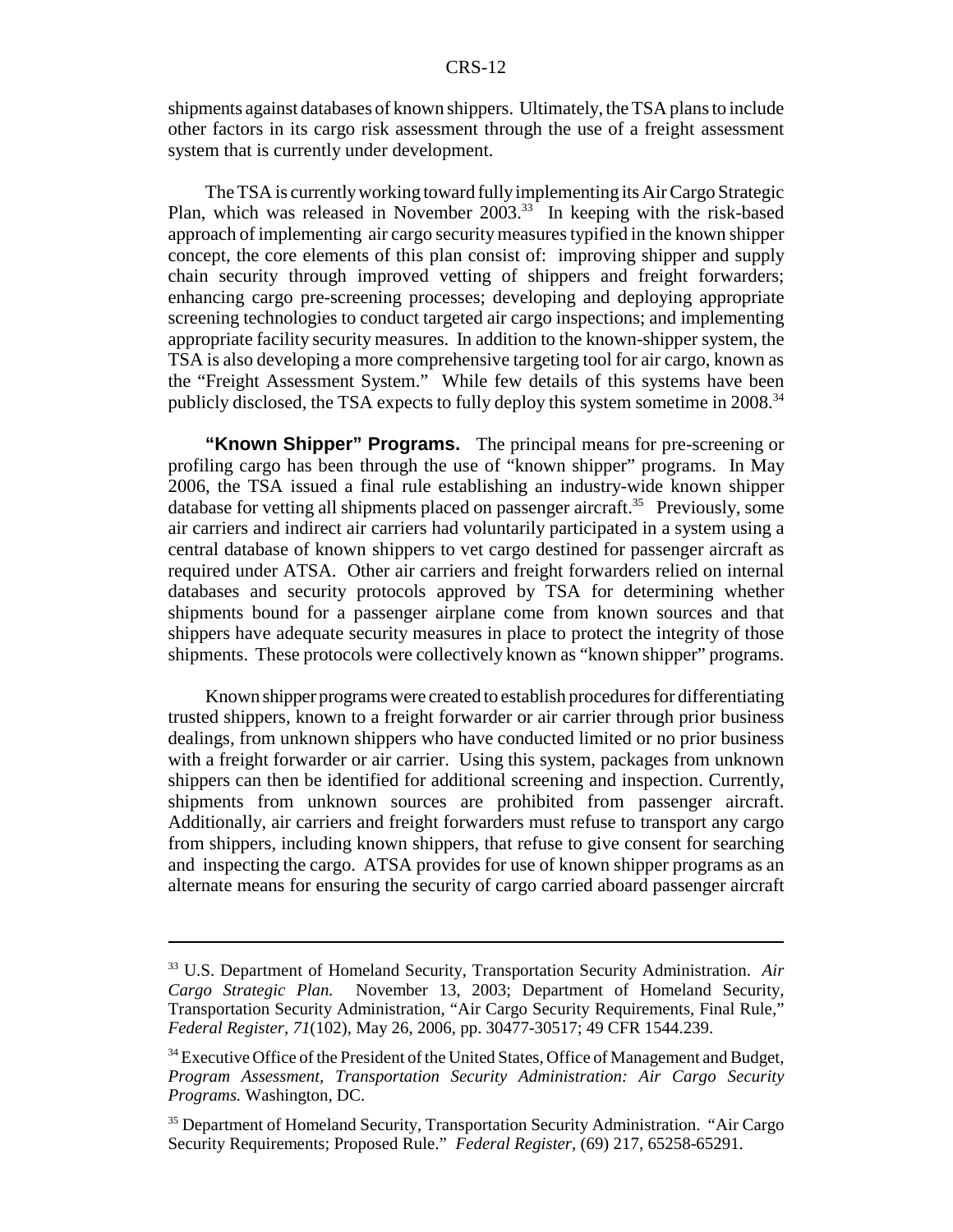shipments against databases of known shippers. Ultimately, the TSA plans to include other factors in its cargo risk assessment through the use of a freight assessment system that is currently under development.

The TSA is currently working toward fully implementing its Air Cargo Strategic Plan, which was released in November 2003.[33] In keeping with the risk-based approach of implementing air cargo security measures typified in the known shipper concept, the core elements of this plan consist of: improving shipper and supply chain security through improved vetting of shippers and freight forwarders; enhancing cargo pre-screening processes; developing and deploying appropriate screening technologies to conduct targeted air cargo inspections; and implementing appropriate facility security measures. In addition to the known-shipper system, the TSA is also developing a more comprehensive targeting tool for air cargo, known as the "Freight Assessment System." While few details of this systems have been publicly disclosed, the TSA expects to fully deploy this system sometime in 2008.[34]

**"Known Shipper" Programs.** The principal means for pre-screening or profiling cargo has been through the use of "known shipper" programs. In May 2006, the TSA issued a final rule establishing an industry-wide known shipper database for vetting all shipments placed on passenger aircraft.[35] Previously, some air carriers and indirect air carriers had voluntarily participated in a system using a central database of known shippers to vet cargo destined for passenger aircraft as required under ATSA. Other air carriers and freight forwarders relied on internal databases and security protocols approved by TSA for determining whether shipments bound for a passenger airplane come from known sources and that shippers have adequate security measures in place to protect the integrity of those shipments. These protocols were collectively known as "known shipper" programs.

Known shipper programs were created to establish procedures for differentiating trusted shippers, known to a freight forwarder or air carrier through prior business dealings, from unknown shippers who have conducted limited or no prior business with a freight forwarder or air carrier. Using this system, packages from unknown shippers can then be identified for additional screening and inspection. Currently, shipments from unknown sources are prohibited from passenger aircraft. Additionally, air carriers and freight forwarders must refuse to transport any cargo from shippers, including known shippers, that refuse to give consent for searching and inspecting the cargo. ATSA provides for use of known shipper programs as an alternate means for ensuring the security of cargo carried aboard passenger aircraft

---

[33] U.S. Department of Homeland Security, Transportation Security Administration. *Air Cargo Strategic Plan.* November 13, 2003; Department of Homeland Security, Transportation Security Administration, "Air Cargo Security Requirements, Final Rule," *Federal Register*, *71*(102), May 26, 2006, pp. 30477-30517; 49 CFR 1544.239.

[34] Executive Office of the President of the United States, Office of Management and Budget, *Program Assessment*, *Transportation Security Administration: Air Cargo Security Programs.* Washington, DC.

[35] Department of Homeland Security, Transportation Security Administration. "Air Cargo Security Requirements; Proposed Rule." *Federal Register*, (69) 217, 65258-65291.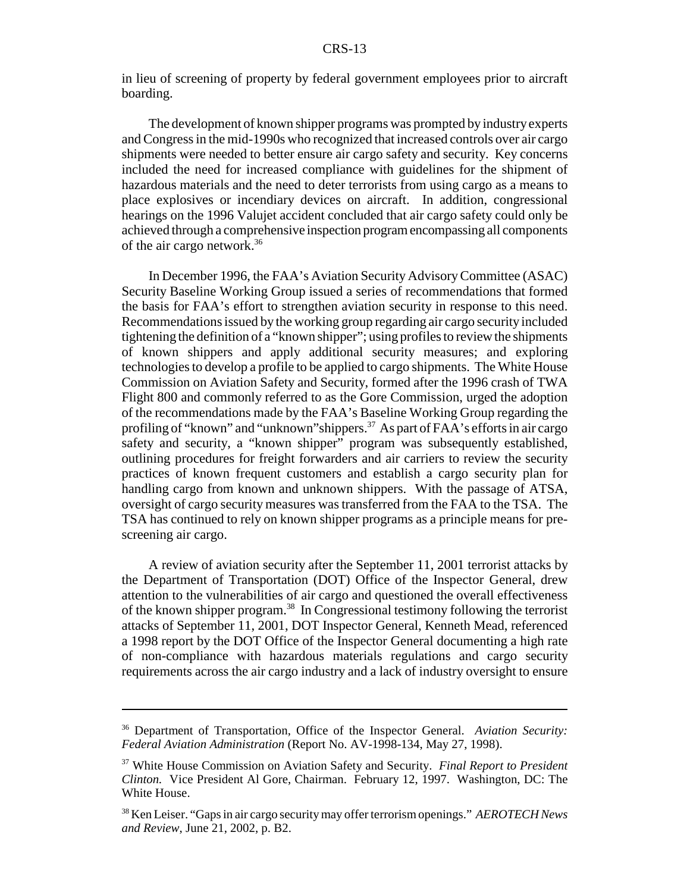in lieu of screening of property by federal government employees prior to aircraft boarding.

The development of known shipper programs was prompted by industry experts and Congress in the mid-1990s who recognized that increased controls over air cargo shipments were needed to better ensure air cargo safety and security. Key concerns included the need for increased compliance with guidelines for the shipment of hazardous materials and the need to deter terrorists from using cargo as a means to place explosives or incendiary devices on aircraft. In addition, congressional hearings on the 1996 Valujet accident concluded that air cargo safety could only be achieved through a comprehensive inspection program encompassing all components of the air cargo network.[36]

In December 1996, the FAA's Aviation Security Advisory Committee (ASAC) Security Baseline Working Group issued a series of recommendations that formed the basis for FAA's effort to strengthen aviation security in response to this need. Recommendations issued by the working group regarding air cargo security included tightening the definition of a "known shipper"; using profiles to review the shipments of known shippers and apply additional security measures; and exploring technologies to develop a profile to be applied to cargo shipments. The White House Commission on Aviation Safety and Security, formed after the 1996 crash of TWA Flight 800 and commonly referred to as the Gore Commission, urged the adoption of the recommendations made by the FAA's Baseline Working Group regarding the profiling of "known" and "unknown"shippers.[37] As part of FAA's efforts in air cargo safety and security, a "known shipper" program was subsequently established, outlining procedures for freight forwarders and air carriers to review the security practices of known frequent customers and establish a cargo security plan for handling cargo from known and unknown shippers. With the passage of ATSA, oversight of cargo security measures was transferred from the FAA to the TSA. The TSA has continued to rely on known shipper programs as a principle means for pre-screening air cargo.

A review of aviation security after the September 11, 2001 terrorist attacks by the Department of Transportation (DOT) Office of the Inspector General, drew attention to the vulnerabilities of air cargo and questioned the overall effectiveness of the known shipper program.[38] In Congressional testimony following the terrorist attacks of September 11, 2001, DOT Inspector General, Kenneth Mead, referenced a 1998 report by the DOT Office of the Inspector General documenting a high rate of non-compliance with hazardous materials regulations and cargo security requirements across the air cargo industry and a lack of industry oversight to ensure

---

[36] Department of Transportation, Office of the Inspector General. *Aviation Security: Federal Aviation Administration* (Report No. AV-1998-134, May 27, 1998).

[37] White House Commission on Aviation Safety and Security. *Final Report to President Clinton.* Vice President Al Gore, Chairman. February 12, 1997. Washington, DC: The White House.

[38] Ken Leiser. "Gaps in air cargo security may offer terrorism openings." *AEROTECH News and Review*, June 21, 2002, p. B2.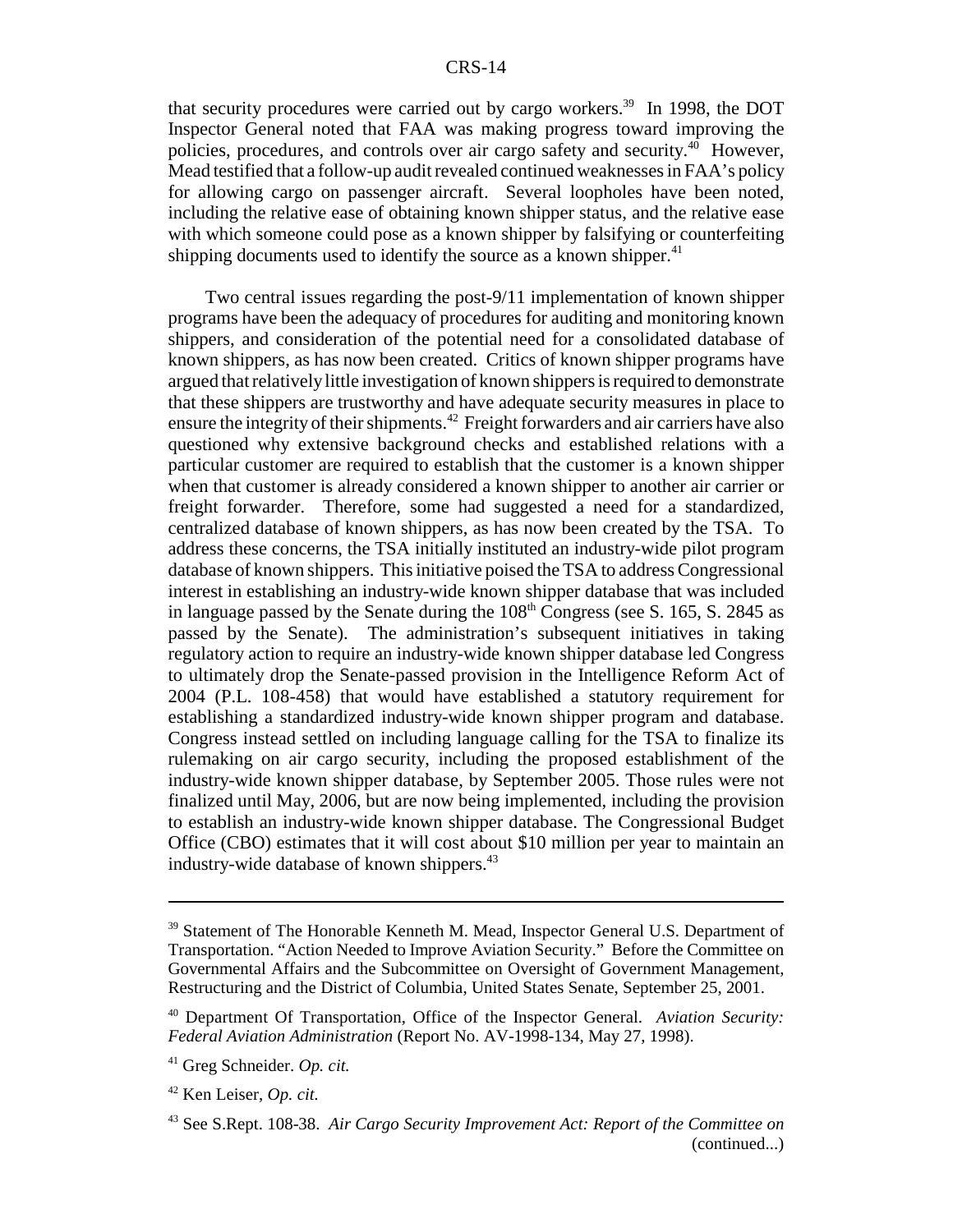that security procedures were carried out by cargo workers.[39] In 1998, the DOT Inspector General noted that FAA was making progress toward improving the policies, procedures, and controls over air cargo safety and security.[40] However, Mead testified that a follow-up audit revealed continued weaknesses in FAA's policy for allowing cargo on passenger aircraft. Several loopholes have been noted, including the relative ease of obtaining known shipper status, and the relative ease with which someone could pose as a known shipper by falsifying or counterfeiting shipping documents used to identify the source as a known shipper.[41]

Two central issues regarding the post-9/11 implementation of known shipper programs have been the adequacy of procedures for auditing and monitoring known shippers, and consideration of the potential need for a consolidated database of known shippers, as has now been created. Critics of known shipper programs have argued that relatively little investigation of known shippers is required to demonstrate that these shippers are trustworthy and have adequate security measures in place to ensure the integrity of their shipments.[42] Freight forwarders and air carriers have also questioned why extensive background checks and established relations with a particular customer are required to establish that the customer is a known shipper when that customer is already considered a known shipper to another air carrier or freight forwarder. Therefore, some had suggested a need for a standardized, centralized database of known shippers, as has now been created by the TSA. To address these concerns, the TSA initially instituted an industry-wide pilot program database of known shippers. This initiative poised the TSA to address Congressional interest in establishing an industry-wide known shipper database that was included in language passed by the Senate during the 108th Congress (see S. 165, S. 2845 as passed by the Senate). The administration's subsequent initiatives in taking regulatory action to require an industry-wide known shipper database led Congress to ultimately drop the Senate-passed provision in the Intelligence Reform Act of 2004 (P.L. 108-458) that would have established a statutory requirement for establishing a standardized industry-wide known shipper program and database. Congress instead settled on including language calling for the TSA to finalize its rulemaking on air cargo security, including the proposed establishment of the industry-wide known shipper database, by September 2005. Those rules were not finalized until May, 2006, but are now being implemented, including the provision to establish an industry-wide known shipper database. The Congressional Budget Office (CBO) estimates that it will cost about $10 million per year to maintain an industry-wide database of known shippers.[43]

---

[39] Statement of The Honorable Kenneth M. Mead, Inspector General U.S. Department of Transportation. "Action Needed to Improve Aviation Security." Before the Committee on Governmental Affairs and the Subcommittee on Oversight of Government Management, Restructuring and the District of Columbia, United States Senate, September 25, 2001.

[40] Department Of Transportation, Office of the Inspector General. *Aviation Security: Federal Aviation Administration* (Report No. AV-1998-134, May 27, 1998).

[41] Greg Schneider. *Op. cit.*

[42] Ken Leiser, *Op. cit.*

[43] See S.Rept. 108-38. *Air Cargo Security Improvement Act: Report of the Committee on* (continued...)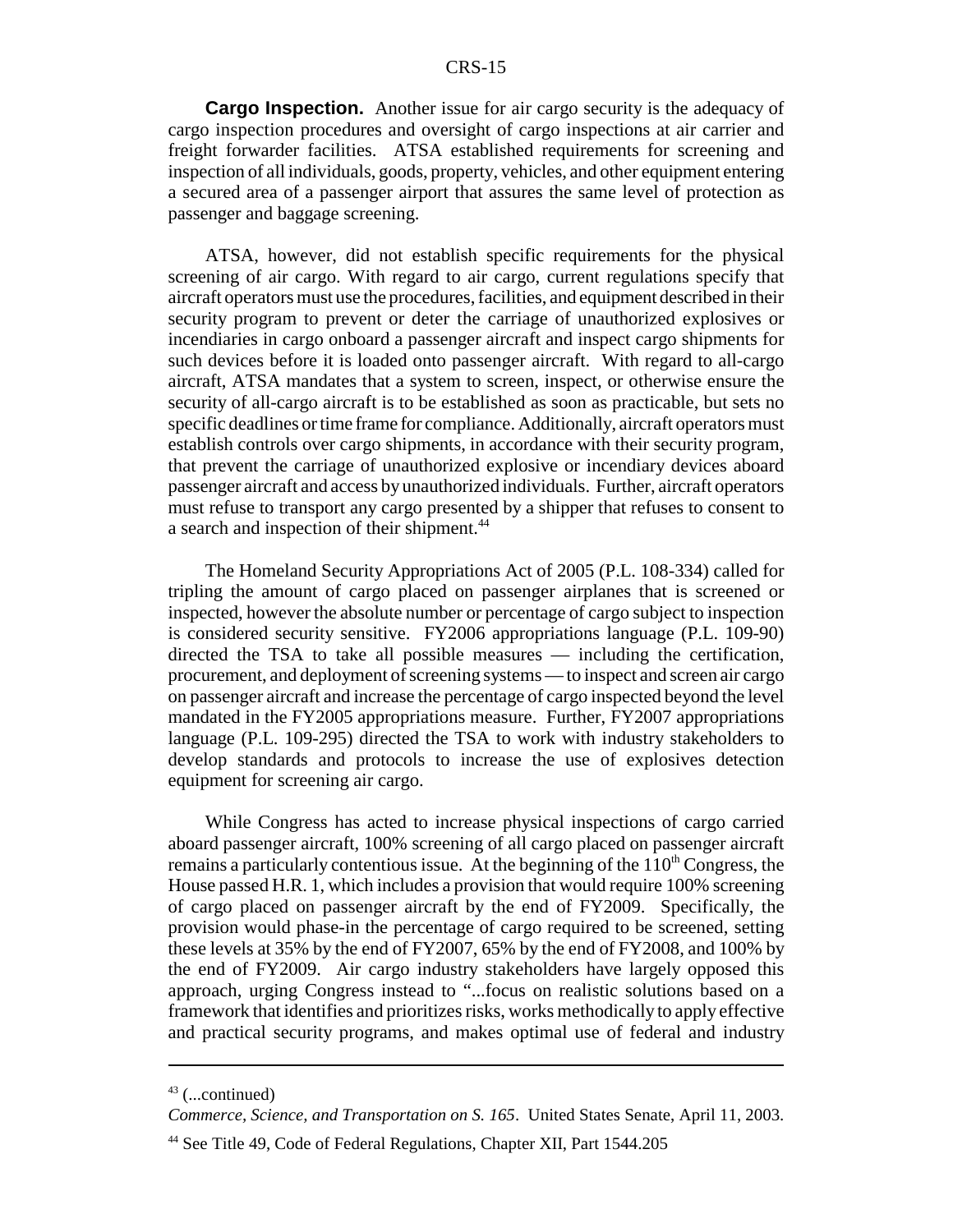**Cargo Inspection.** Another issue for air cargo security is the adequacy of cargo inspection procedures and oversight of cargo inspections at air carrier and freight forwarder facilities. ATSA established requirements for screening and inspection of all individuals, goods, property, vehicles, and other equipment entering a secured area of a passenger airport that assures the same level of protection as passenger and baggage screening.

ATSA, however, did not establish specific requirements for the physical screening of air cargo. With regard to air cargo, current regulations specify that aircraft operators must use the procedures, facilities, and equipment described in their security program to prevent or deter the carriage of unauthorized explosives or incendiaries in cargo onboard a passenger aircraft and inspect cargo shipments for such devices before it is loaded onto passenger aircraft. With regard to all-cargo aircraft, ATSA mandates that a system to screen, inspect, or otherwise ensure the security of all-cargo aircraft is to be established as soon as practicable, but sets no specific deadlines or time frame for compliance. Additionally, aircraft operators must establish controls over cargo shipments, in accordance with their security program, that prevent the carriage of unauthorized explosive or incendiary devices aboard passenger aircraft and access by unauthorized individuals. Further, aircraft operators must refuse to transport any cargo presented by a shipper that refuses to consent to a search and inspection of their shipment.[44]

The Homeland Security Appropriations Act of 2005 (P.L. 108-334) called for tripling the amount of cargo placed on passenger airplanes that is screened or inspected, however the absolute number or percentage of cargo subject to inspection is considered security sensitive. FY2006 appropriations language (P.L. 109-90) directed the TSA to take all possible measures — including the certification, procurement, and deployment of screening systems — to inspect and screen air cargo on passenger aircraft and increase the percentage of cargo inspected beyond the level mandated in the FY2005 appropriations measure. Further, FY2007 appropriations language (P.L. 109-295) directed the TSA to work with industry stakeholders to develop standards and protocols to increase the use of explosives detection equipment for screening air cargo.

While Congress has acted to increase physical inspections of cargo carried aboard passenger aircraft, 100% screening of all cargo placed on passenger aircraft remains a particularly contentious issue. At the beginning of the 110th Congress, the House passed H.R. 1, which includes a provision that would require 100% screening of cargo placed on passenger aircraft by the end of FY2009. Specifically, the provision would phase-in the percentage of cargo required to be screened, setting these levels at 35% by the end of FY2007, 65% by the end of FY2008, and 100% by the end of FY2009. Air cargo industry stakeholders have largely opposed this approach, urging Congress instead to "...focus on realistic solutions based on a framework that identifies and prioritizes risks, works methodically to apply effective and practical security programs, and makes optimal use of federal and industry

---

[43] (...continued)
*Commerce, Science, and Transportation on S. 165*. United States Senate, April 11, 2003.

[44] See Title 49, Code of Federal Regulations, Chapter XII, Part 1544.205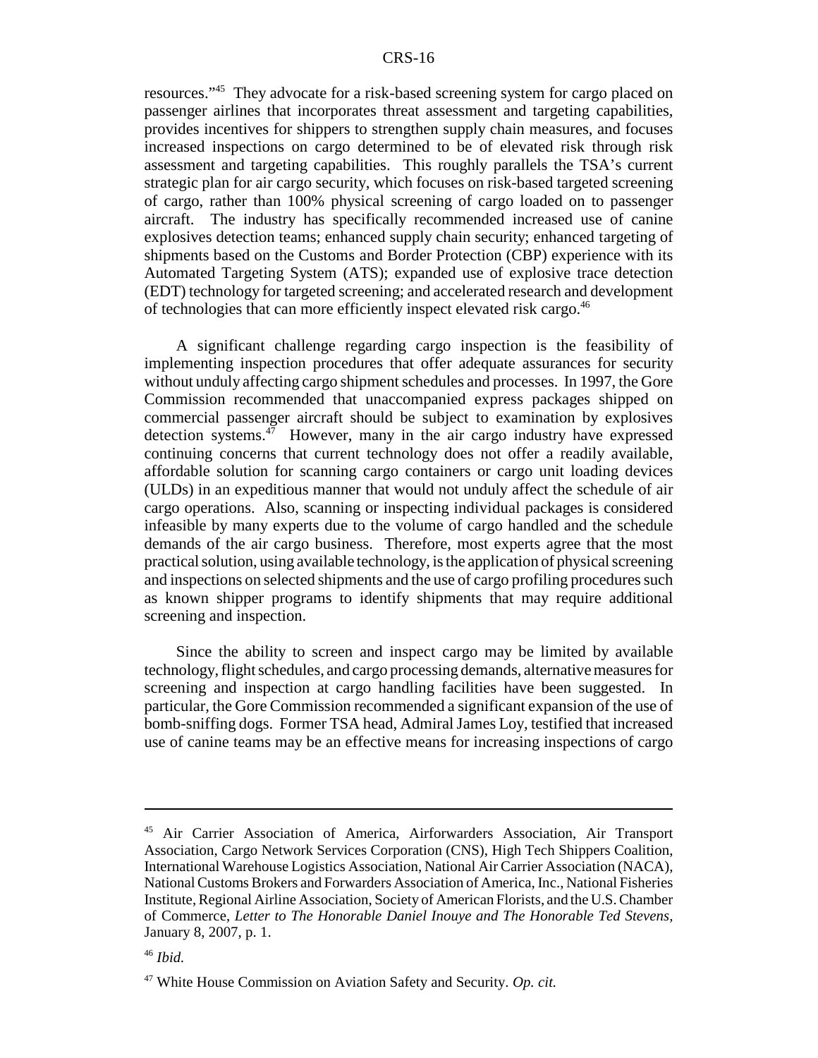resources."[45] They advocate for a risk-based screening system for cargo placed on passenger airlines that incorporates threat assessment and targeting capabilities, provides incentives for shippers to strengthen supply chain measures, and focuses increased inspections on cargo determined to be of elevated risk through risk assessment and targeting capabilities. This roughly parallels the TSA's current strategic plan for air cargo security, which focuses on risk-based targeted screening of cargo, rather than 100% physical screening of cargo loaded on to passenger aircraft. The industry has specifically recommended increased use of canine explosives detection teams; enhanced supply chain security; enhanced targeting of shipments based on the Customs and Border Protection (CBP) experience with its Automated Targeting System (ATS); expanded use of explosive trace detection (EDT) technology for targeted screening; and accelerated research and development of technologies that can more efficiently inspect elevated risk cargo.[46]

A significant challenge regarding cargo inspection is the feasibility of implementing inspection procedures that offer adequate assurances for security without unduly affecting cargo shipment schedules and processes. In 1997, the Gore Commission recommended that unaccompanied express packages shipped on commercial passenger aircraft should be subject to examination by explosives detection systems.[47] However, many in the air cargo industry have expressed continuing concerns that current technology does not offer a readily available, affordable solution for scanning cargo containers or cargo unit loading devices (ULDs) in an expeditious manner that would not unduly affect the schedule of air cargo operations. Also, scanning or inspecting individual packages is considered infeasible by many experts due to the volume of cargo handled and the schedule demands of the air cargo business. Therefore, most experts agree that the most practical solution, using available technology, is the application of physical screening and inspections on selected shipments and the use of cargo profiling procedures such as known shipper programs to identify shipments that may require additional screening and inspection.

Since the ability to screen and inspect cargo may be limited by available technology, flight schedules, and cargo processing demands, alternative measures for screening and inspection at cargo handling facilities have been suggested. In particular, the Gore Commission recommended a significant expansion of the use of bomb-sniffing dogs. Former TSA head, Admiral James Loy, testified that increased use of canine teams may be an effective means for increasing inspections of cargo

---

[45] Air Carrier Association of America, Airforwarders Association, Air Transport Association, Cargo Network Services Corporation (CNS), High Tech Shippers Coalition, International Warehouse Logistics Association, National Air Carrier Association (NACA), National Customs Brokers and Forwarders Association of America, Inc., National Fisheries Institute, Regional Airline Association, Society of American Florists, and the U.S. Chamber of Commerce, *Letter to The Honorable Daniel Inouye and The Honorable Ted Stevens,* January 8, 2007, p. 1.

[46] *Ibid.*

[47] White House Commission on Aviation Safety and Security. *Op. cit.*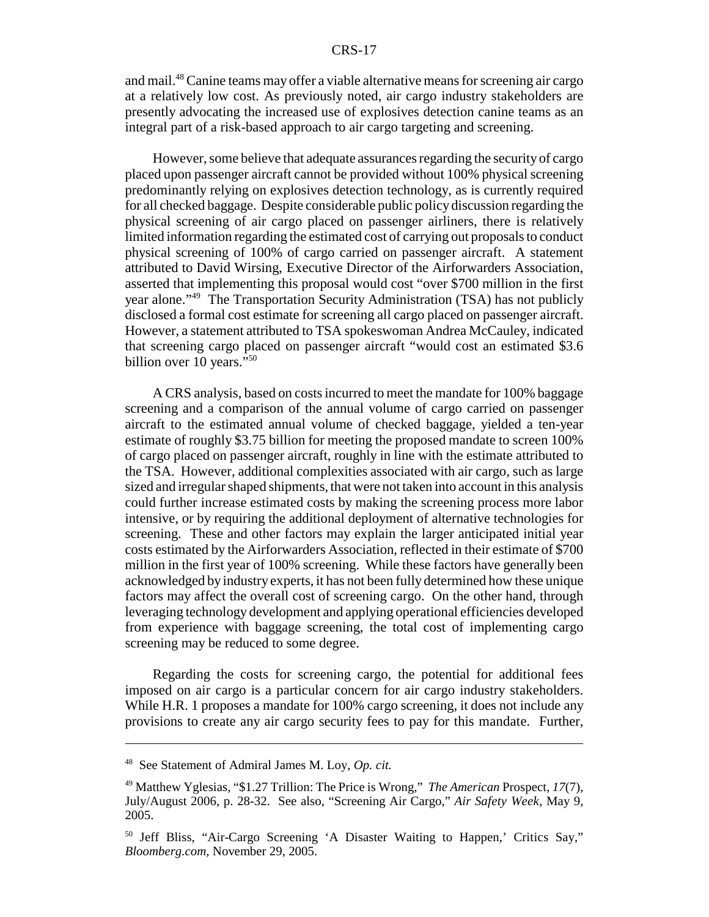and mail.[48] Canine teams may offer a viable alternative means for screening air cargo at a relatively low cost. As previously noted, air cargo industry stakeholders are presently advocating the increased use of explosives detection canine teams as an integral part of a risk-based approach to air cargo targeting and screening.

However, some believe that adequate assurances regarding the security of cargo placed upon passenger aircraft cannot be provided without 100% physical screening predominantly relying on explosives detection technology, as is currently required for all checked baggage. Despite considerable public policy discussion regarding the physical screening of air cargo placed on passenger airliners, there is relatively limited information regarding the estimated cost of carrying out proposals to conduct physical screening of 100% of cargo carried on passenger aircraft. A statement attributed to David Wirsing, Executive Director of the Airforwarders Association, asserted that implementing this proposal would cost "over $700 million in the first year alone."[49] The Transportation Security Administration (TSA) has not publicly disclosed a formal cost estimate for screening all cargo placed on passenger aircraft. However, a statement attributed to TSA spokeswoman Andrea McCauley, indicated that screening cargo placed on passenger aircraft "would cost an estimated $3.6 billion over 10 years."[50]

A CRS analysis, based on costs incurred to meet the mandate for 100% baggage screening and a comparison of the annual volume of cargo carried on passenger aircraft to the estimated annual volume of checked baggage, yielded a ten-year estimate of roughly $3.75 billion for meeting the proposed mandate to screen 100% of cargo placed on passenger aircraft, roughly in line with the estimate attributed to the TSA. However, additional complexities associated with air cargo, such as large sized and irregular shaped shipments, that were not taken into account in this analysis could further increase estimated costs by making the screening process more labor intensive, or by requiring the additional deployment of alternative technologies for screening. These and other factors may explain the larger anticipated initial year costs estimated by the Airforwarders Association, reflected in their estimate of $700 million in the first year of 100% screening. While these factors have generally been acknowledged by industry experts, it has not been fully determined how these unique factors may affect the overall cost of screening cargo. On the other hand, through leveraging technology development and applying operational efficiencies developed from experience with baggage screening, the total cost of implementing cargo screening may be reduced to some degree.

Regarding the costs for screening cargo, the potential for additional fees imposed on air cargo is a particular concern for air cargo industry stakeholders. While H.R. 1 proposes a mandate for 100% cargo screening, it does not include any provisions to create any air cargo security fees to pay for this mandate. Further,

---

[48] See Statement of Admiral James M. Loy, *Op. cit.*

[49] Matthew Yglesias, "$1.27 Trillion: The Price is Wrong," *The American* Prospect, *17*(7), July/August 2006, p. 28-32. See also, "Screening Air Cargo," *Air Safety Week*, May 9, 2005.

[50] Jeff Bliss, "Air-Cargo Screening 'A Disaster Waiting to Happen,' Critics Say," *Bloomberg.com*, November 29, 2005.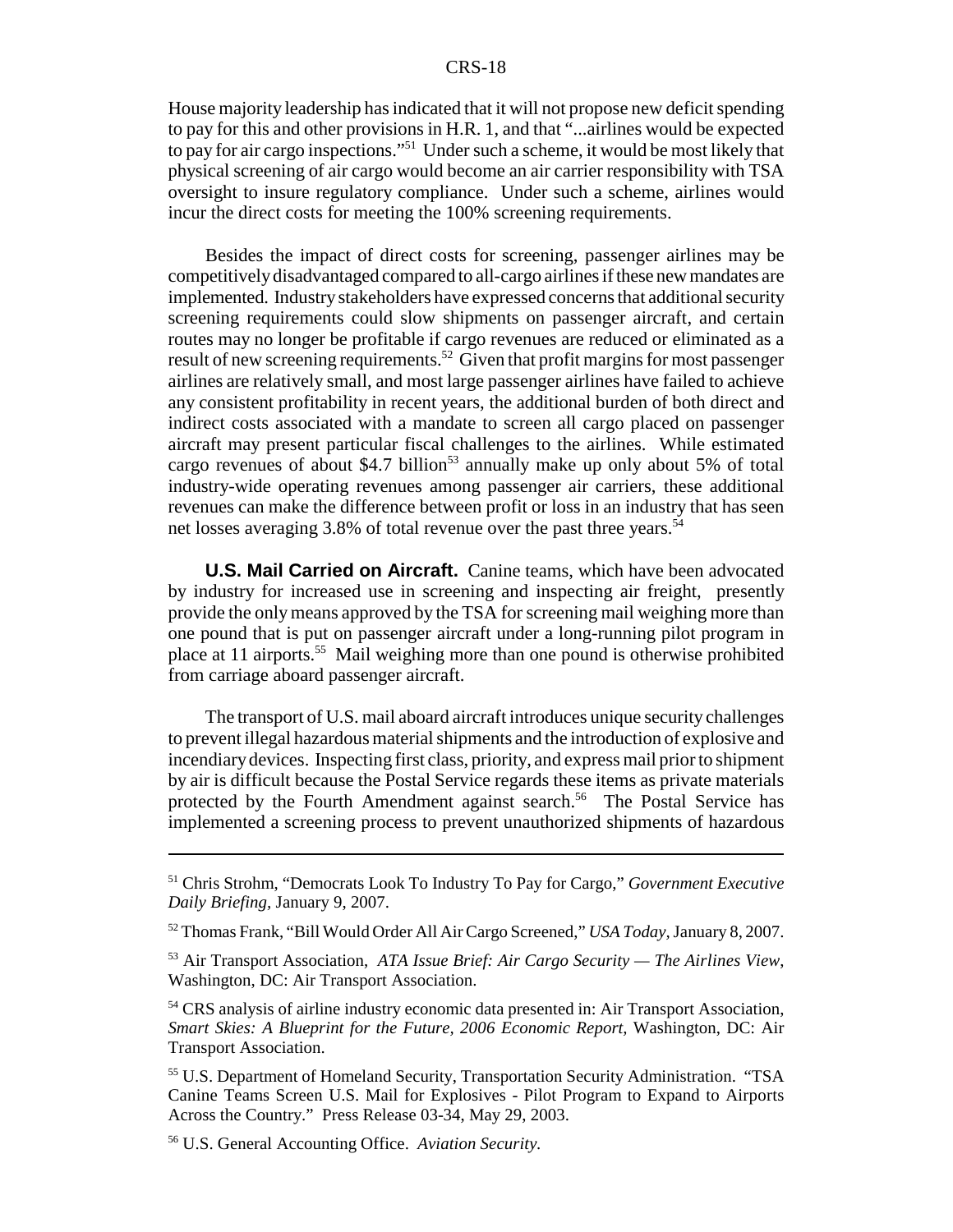House majority leadership has indicated that it will not propose new deficit spending to pay for this and other provisions in H.R. 1, and that "...airlines would be expected to pay for air cargo inspections."[51] Under such a scheme, it would be most likely that physical screening of air cargo would become an air carrier responsibility with TSA oversight to insure regulatory compliance. Under such a scheme, airlines would incur the direct costs for meeting the 100% screening requirements.

Besides the impact of direct costs for screening, passenger airlines may be competitively disadvantaged compared to all-cargo airlines if these new mandates are implemented. Industry stakeholders have expressed concerns that additional security screening requirements could slow shipments on passenger aircraft, and certain routes may no longer be profitable if cargo revenues are reduced or eliminated as a result of new screening requirements.[52] Given that profit margins for most passenger airlines are relatively small, and most large passenger airlines have failed to achieve any consistent profitability in recent years, the additional burden of both direct and indirect costs associated with a mandate to screen all cargo placed on passenger aircraft may present particular fiscal challenges to the airlines. While estimated cargo revenues of about $4.7 billion[53] annually make up only about 5% of total industry-wide operating revenues among passenger air carriers, these additional revenues can make the difference between profit or loss in an industry that has seen net losses averaging 3.8% of total revenue over the past three years.[54]

**U.S. Mail Carried on Aircraft.** Canine teams, which have been advocated by industry for increased use in screening and inspecting air freight, presently provide the only means approved by the TSA for screening mail weighing more than one pound that is put on passenger aircraft under a long-running pilot program in place at 11 airports.[55] Mail weighing more than one pound is otherwise prohibited from carriage aboard passenger aircraft.

The transport of U.S. mail aboard aircraft introduces unique security challenges to prevent illegal hazardous material shipments and the introduction of explosive and incendiary devices. Inspecting first class, priority, and express mail prior to shipment by air is difficult because the Postal Service regards these items as private materials protected by the Fourth Amendment against search.[56] The Postal Service has implemented a screening process to prevent unauthorized shipments of hazardous

---

[51] Chris Strohm, "Democrats Look To Industry To Pay for Cargo," *Government Executive Daily Briefing*, January 9, 2007.

[52] Thomas Frank, "Bill Would Order All Air Cargo Screened," *USA Today*, January 8, 2007.

[53] Air Transport Association, *ATA Issue Brief: Air Cargo Security — The Airlines View*, Washington, DC: Air Transport Association.

[54] CRS analysis of airline industry economic data presented in: Air Transport Association, *Smart Skies: A Blueprint for the Future, 2006 Economic Report*, Washington, DC: Air Transport Association.

[55] U.S. Department of Homeland Security, Transportation Security Administration. "TSA Canine Teams Screen U.S. Mail for Explosives - Pilot Program to Expand to Airports Across the Country." Press Release 03-34, May 29, 2003.

[56] U.S. General Accounting Office. *Aviation Security.*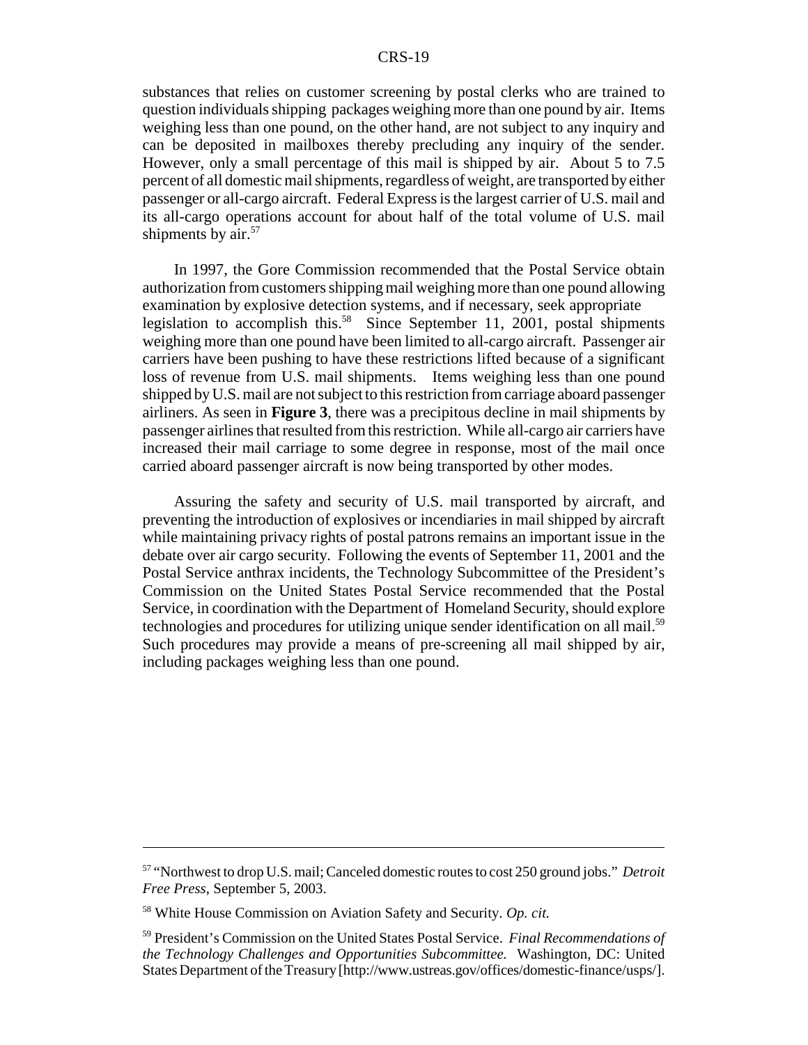substances that relies on customer screening by postal clerks who are trained to question individuals shipping packages weighing more than one pound by air. Items weighing less than one pound, on the other hand, are not subject to any inquiry and can be deposited in mailboxes thereby precluding any inquiry of the sender. However, only a small percentage of this mail is shipped by air. About 5 to 7.5 percent of all domestic mail shipments, regardless of weight, are transported by either passenger or all-cargo aircraft. Federal Express is the largest carrier of U.S. mail and its all-cargo operations account for about half of the total volume of U.S. mail shipments by air.[57]

In 1997, the Gore Commission recommended that the Postal Service obtain authorization from customers shipping mail weighing more than one pound allowing examination by explosive detection systems, and if necessary, seek appropriate legislation to accomplish this.[58] Since September 11, 2001, postal shipments weighing more than one pound have been limited to all-cargo aircraft. Passenger air carriers have been pushing to have these restrictions lifted because of a significant loss of revenue from U.S. mail shipments. Items weighing less than one pound shipped by U.S. mail are not subject to this restriction from carriage aboard passenger airliners. As seen in **Figure 3**, there was a precipitous decline in mail shipments by passenger airlines that resulted from this restriction. While all-cargo air carriers have increased their mail carriage to some degree in response, most of the mail once carried aboard passenger aircraft is now being transported by other modes.

Assuring the safety and security of U.S. mail transported by aircraft, and preventing the introduction of explosives or incendiaries in mail shipped by aircraft while maintaining privacy rights of postal patrons remains an important issue in the debate over air cargo security. Following the events of September 11, 2001 and the Postal Service anthrax incidents, the Technology Subcommittee of the President's Commission on the United States Postal Service recommended that the Postal Service, in coordination with the Department of Homeland Security, should explore technologies and procedures for utilizing unique sender identification on all mail.[59] Such procedures may provide a means of pre-screening all mail shipped by air, including packages weighing less than one pound.

---

[57] "Northwest to drop U.S. mail; Canceled domestic routes to cost 250 ground jobs." *Detroit Free Press*, September 5, 2003.

[58] White House Commission on Aviation Safety and Security. *Op. cit.*

[59] President's Commission on the United States Postal Service. *Final Recommendations of the Technology Challenges and Opportunities Subcommittee.* Washington, DC: United States Department of the Treasury [http://www.ustreas.gov/offices/domestic-finance/usps/].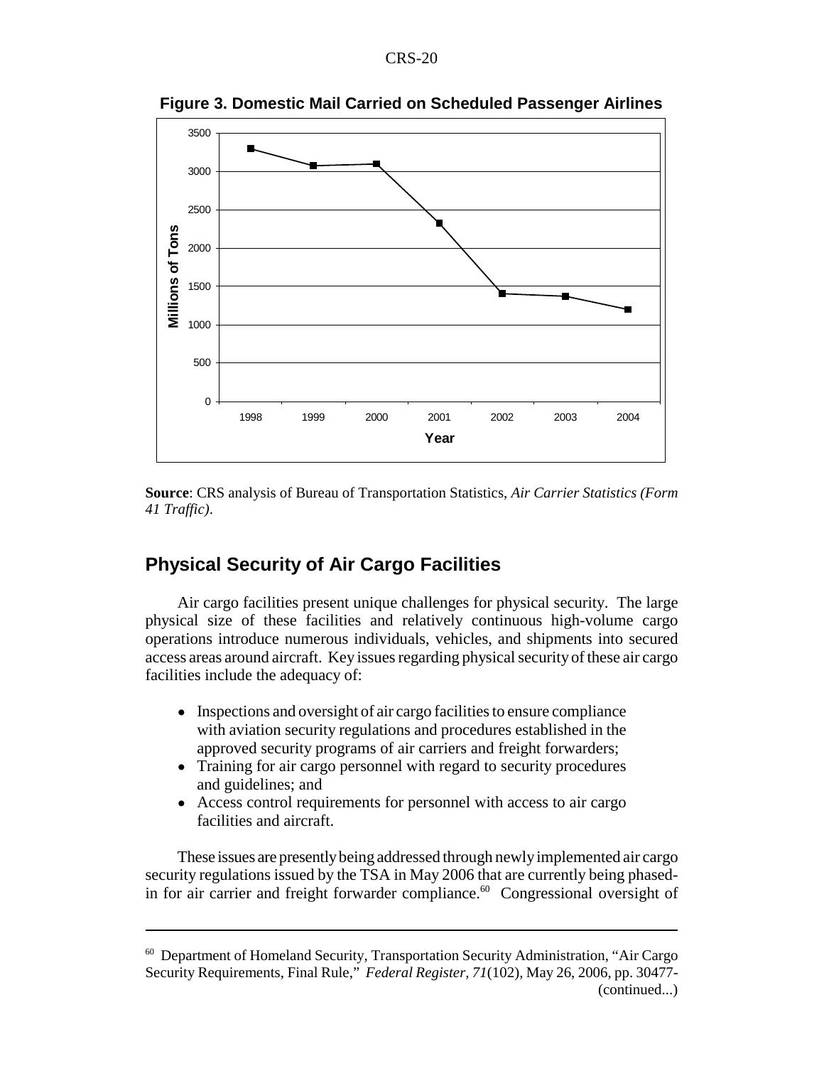**Figure 3. Domestic Mail Carried on Scheduled Passenger Airlines**

**Source**: CRS analysis of Bureau of Transportation Statistics, *Air Carrier Statistics (Form 41 Traffic)*.

## Physical Security of Air Cargo Facilities

Air cargo facilities present unique challenges for physical security. The large physical size of these facilities and relatively continuous high-volume cargo operations introduce numerous individuals, vehicles, and shipments into secured access areas around aircraft. Key issues regarding physical security of these air cargo facilities include the adequacy of:

- Inspections and oversight of air cargo facilities to ensure compliance with aviation security regulations and procedures established in the approved security programs of air carriers and freight forwarders;
- Training for air cargo personnel with regard to security procedures and guidelines; and
- Access control requirements for personnel with access to air cargo facilities and aircraft.

These issues are presently being addressed through newly implemented air cargo security regulations issued by the TSA in May 2006 that are currently being phased-in for air carrier and freight forwarder compliance.[60] Congressional oversight of

---

[60] Department of Homeland Security, Transportation Security Administration, "Air Cargo Security Requirements, Final Rule," *Federal Register*, *71*(102), May 26, 2006, pp. 30477- (continued...)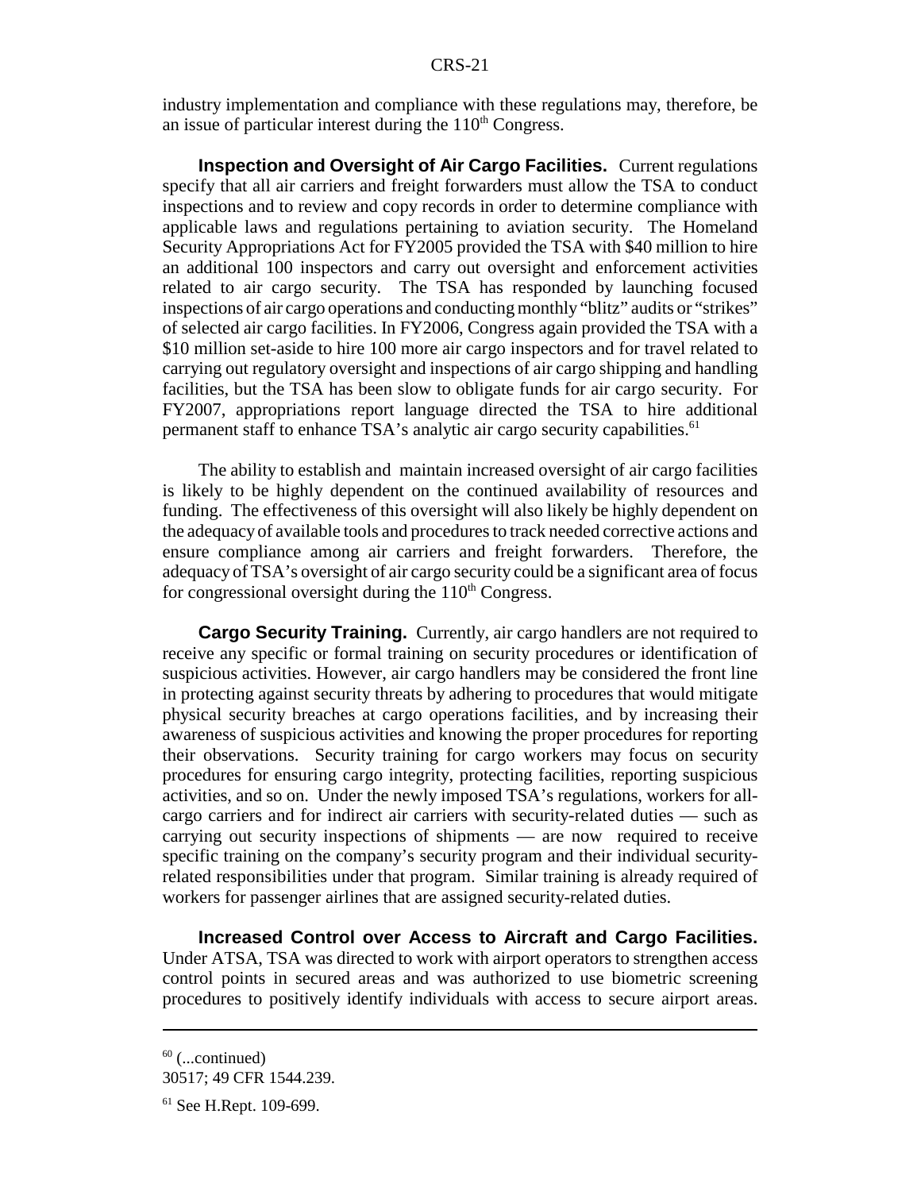industry implementation and compliance with these regulations may, therefore, be an issue of particular interest during the 110th Congress.

**Inspection and Oversight of Air Cargo Facilities.** Current regulations specify that all air carriers and freight forwarders must allow the TSA to conduct inspections and to review and copy records in order to determine compliance with applicable laws and regulations pertaining to aviation security. The Homeland Security Appropriations Act for FY2005 provided the TSA with $40 million to hire an additional 100 inspectors and carry out oversight and enforcement activities related to air cargo security. The TSA has responded by launching focused inspections of air cargo operations and conducting monthly "blitz" audits or "strikes" of selected air cargo facilities. In FY2006, Congress again provided the TSA with a $10 million set-aside to hire 100 more air cargo inspectors and for travel related to carrying out regulatory oversight and inspections of air cargo shipping and handling facilities, but the TSA has been slow to obligate funds for air cargo security. For FY2007, appropriations report language directed the TSA to hire additional permanent staff to enhance TSA's analytic air cargo security capabilities.[61]

The ability to establish and maintain increased oversight of air cargo facilities is likely to be highly dependent on the continued availability of resources and funding. The effectiveness of this oversight will also likely be highly dependent on the adequacy of available tools and procedures to track needed corrective actions and ensure compliance among air carriers and freight forwarders. Therefore, the adequacy of TSA's oversight of air cargo security could be a significant area of focus for congressional oversight during the 110th Congress.

**Cargo Security Training.** Currently, air cargo handlers are not required to receive any specific or formal training on security procedures or identification of suspicious activities. However, air cargo handlers may be considered the front line in protecting against security threats by adhering to procedures that would mitigate physical security breaches at cargo operations facilities, and by increasing their awareness of suspicious activities and knowing the proper procedures for reporting their observations. Security training for cargo workers may focus on security procedures for ensuring cargo integrity, protecting facilities, reporting suspicious activities, and so on. Under the newly imposed TSA's regulations, workers for all-cargo carriers and for indirect air carriers with security-related duties — such as carrying out security inspections of shipments — are now required to receive specific training on the company's security program and their individual security-related responsibilities under that program. Similar training is already required of workers for passenger airlines that are assigned security-related duties.

**Increased Control over Access to Aircraft and Cargo Facilities.** Under ATSA, TSA was directed to work with airport operators to strengthen access control points in secured areas and was authorized to use biometric screening procedures to positively identify individuals with access to secure airport areas.

---

[60] (...continued)
30517; 49 CFR 1544.239.

[61] See H.Rept. 109-699.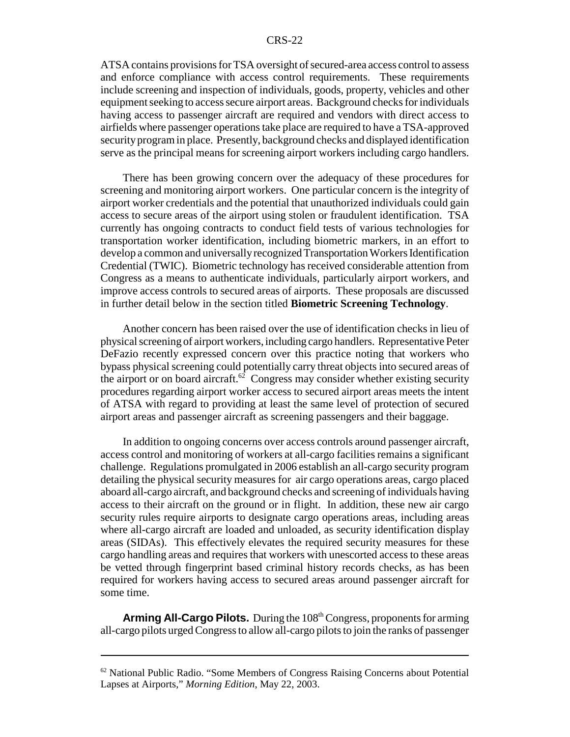ATSA contains provisions for TSA oversight of secured-area access control to assess and enforce compliance with access control requirements. These requirements include screening and inspection of individuals, goods, property, vehicles and other equipment seeking to access secure airport areas. Background checks for individuals having access to passenger aircraft are required and vendors with direct access to airfields where passenger operations take place are required to have a TSA-approved security program in place. Presently, background checks and displayed identification serve as the principal means for screening airport workers including cargo handlers.

There has been growing concern over the adequacy of these procedures for screening and monitoring airport workers. One particular concern is the integrity of airport worker credentials and the potential that unauthorized individuals could gain access to secure areas of the airport using stolen or fraudulent identification. TSA currently has ongoing contracts to conduct field tests of various technologies for transportation worker identification, including biometric markers, in an effort to develop a common and universally recognized Transportation Workers Identification Credential (TWIC). Biometric technology has received considerable attention from Congress as a means to authenticate individuals, particularly airport workers, and improve access controls to secured areas of airports. These proposals are discussed in further detail below in the section titled **Biometric Screening Technology**.

Another concern has been raised over the use of identification checks in lieu of physical screening of airport workers, including cargo handlers. Representative Peter DeFazio recently expressed concern over this practice noting that workers who bypass physical screening could potentially carry threat objects into secured areas of the airport or on board aircraft.[62] Congress may consider whether existing security procedures regarding airport worker access to secured airport areas meets the intent of ATSA with regard to providing at least the same level of protection of secured airport areas and passenger aircraft as screening passengers and their baggage.

In addition to ongoing concerns over access controls around passenger aircraft, access control and monitoring of workers at all-cargo facilities remains a significant challenge. Regulations promulgated in 2006 establish an all-cargo security program detailing the physical security measures for air cargo operations areas, cargo placed aboard all-cargo aircraft, and background checks and screening of individuals having access to their aircraft on the ground or in flight. In addition, these new air cargo security rules require airports to designate cargo operations areas, including areas where all-cargo aircraft are loaded and unloaded, as security identification display areas (SIDAs). This effectively elevates the required security measures for these cargo handling areas and requires that workers with unescorted access to these areas be vetted through fingerprint based criminal history records checks, as has been required for workers having access to secured areas around passenger aircraft for some time.

**Arming All-Cargo Pilots.** During the 108th Congress, proponents for arming all-cargo pilots urged Congress to allow all-cargo pilots to join the ranks of passenger

[62] National Public Radio. "Some Members of Congress Raising Concerns about Potential Lapses at Airports," *Morning Edition*, May 22, 2003.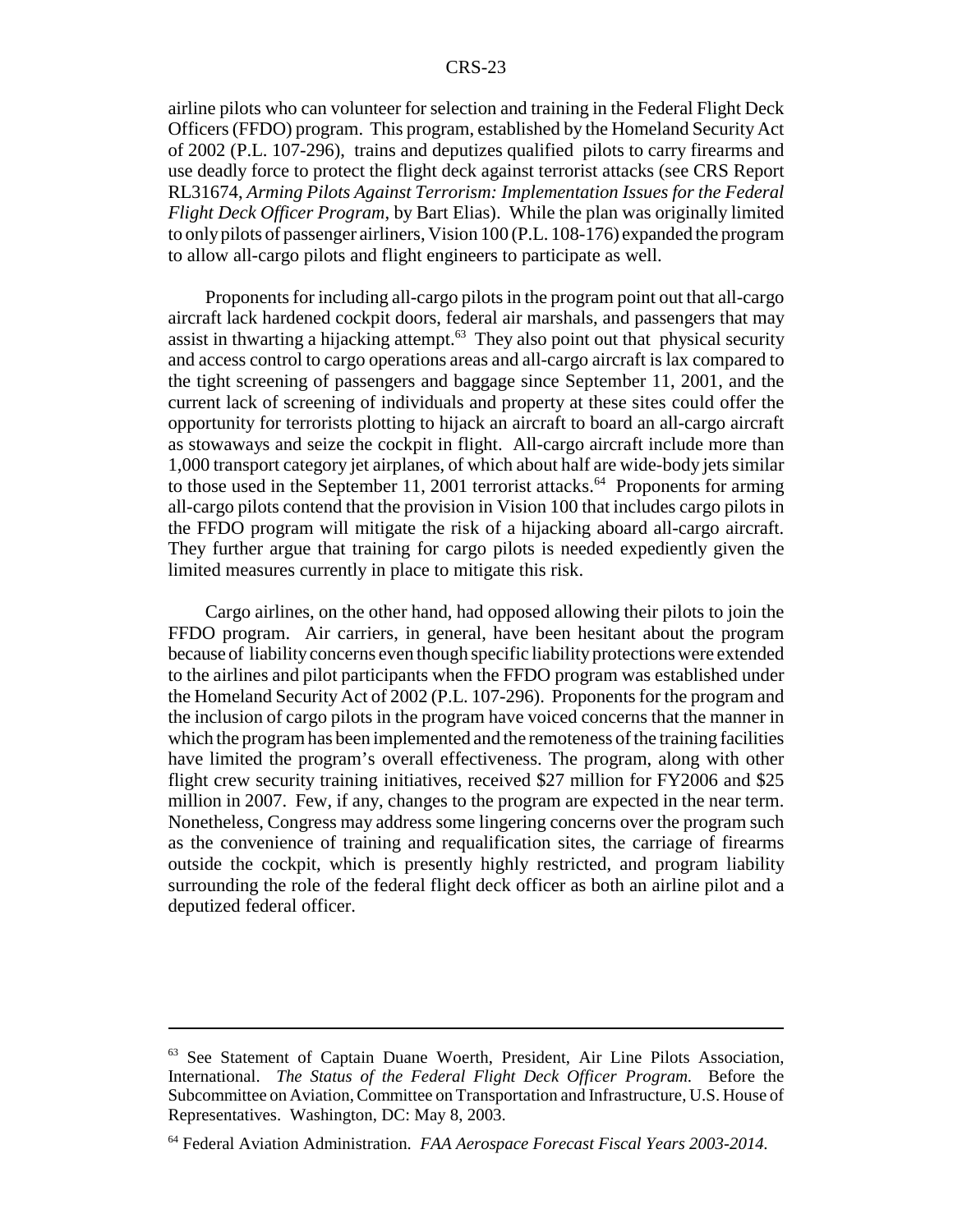airline pilots who can volunteer for selection and training in the Federal Flight Deck Officers (FFDO) program. This program, established by the Homeland Security Act of 2002 (P.L. 107-296), trains and deputizes qualified pilots to carry firearms and use deadly force to protect the flight deck against terrorist attacks (see CRS Report RL31674, *Arming Pilots Against Terrorism: Implementation Issues for the Federal Flight Deck Officer Program*, by Bart Elias). While the plan was originally limited to only pilots of passenger airliners, Vision 100 (P.L. 108-176) expanded the program to allow all-cargo pilots and flight engineers to participate as well.

Proponents for including all-cargo pilots in the program point out that all-cargo aircraft lack hardened cockpit doors, federal air marshals, and passengers that may assist in thwarting a hijacking attempt.[63] They also point out that physical security and access control to cargo operations areas and all-cargo aircraft is lax compared to the tight screening of passengers and baggage since September 11, 2001, and the current lack of screening of individuals and property at these sites could offer the opportunity for terrorists plotting to hijack an aircraft to board an all-cargo aircraft as stowaways and seize the cockpit in flight. All-cargo aircraft include more than 1,000 transport category jet airplanes, of which about half are wide-body jets similar to those used in the September 11, 2001 terrorist attacks.[64] Proponents for arming all-cargo pilots contend that the provision in Vision 100 that includes cargo pilots in the FFDO program will mitigate the risk of a hijacking aboard all-cargo aircraft. They further argue that training for cargo pilots is needed expediently given the limited measures currently in place to mitigate this risk.

Cargo airlines, on the other hand, had opposed allowing their pilots to join the FFDO program. Air carriers, in general, have been hesitant about the program because of liability concerns even though specific liability protections were extended to the airlines and pilot participants when the FFDO program was established under the Homeland Security Act of 2002 (P.L. 107-296). Proponents for the program and the inclusion of cargo pilots in the program have voiced concerns that the manner in which the program has been implemented and the remoteness of the training facilities have limited the program's overall effectiveness. The program, along with other flight crew security training initiatives, received \$27 million for FY2006 and \$25 million in 2007. Few, if any, changes to the program are expected in the near term. Nonetheless, Congress may address some lingering concerns over the program such as the convenience of training and requalification sites, the carriage of firearms outside the cockpit, which is presently highly restricted, and program liability surrounding the role of the federal flight deck officer as both an airline pilot and a deputized federal officer.

---

[63] See Statement of Captain Duane Woerth, President, Air Line Pilots Association, International. *The Status of the Federal Flight Deck Officer Program.* Before the Subcommittee on Aviation, Committee on Transportation and Infrastructure, U.S. House of Representatives. Washington, DC: May 8, 2003.

[64] Federal Aviation Administration. *FAA Aerospace Forecast Fiscal Years 2003-2014.*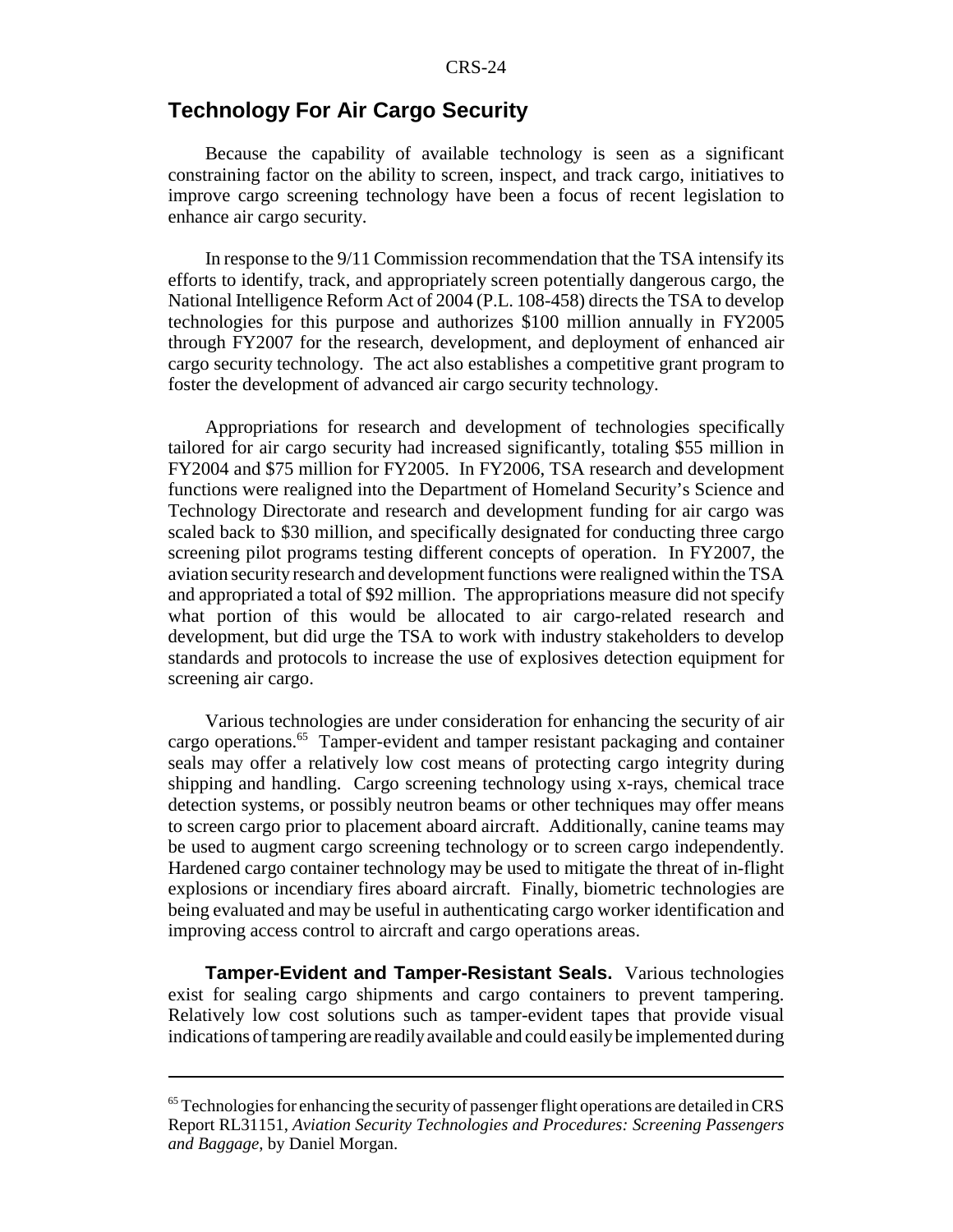## Technology For Air Cargo Security

Because the capability of available technology is seen as a significant constraining factor on the ability to screen, inspect, and track cargo, initiatives to improve cargo screening technology have been a focus of recent legislation to enhance air cargo security.

In response to the 9/11 Commission recommendation that the TSA intensify its efforts to identify, track, and appropriately screen potentially dangerous cargo, the National Intelligence Reform Act of 2004 (P.L. 108-458) directs the TSA to develop technologies for this purpose and authorizes $100 million annually in FY2005 through FY2007 for the research, development, and deployment of enhanced air cargo security technology. The act also establishes a competitive grant program to foster the development of advanced air cargo security technology.

Appropriations for research and development of technologies specifically tailored for air cargo security had increased significantly, totaling $55 million in FY2004 and $75 million for FY2005. In FY2006, TSA research and development functions were realigned into the Department of Homeland Security's Science and Technology Directorate and research and development funding for air cargo was scaled back to $30 million, and specifically designated for conducting three cargo screening pilot programs testing different concepts of operation. In FY2007, the aviation security research and development functions were realigned within the TSA and appropriated a total of $92 million. The appropriations measure did not specify what portion of this would be allocated to air cargo-related research and development, but did urge the TSA to work with industry stakeholders to develop standards and protocols to increase the use of explosives detection equipment for screening air cargo.

Various technologies are under consideration for enhancing the security of air cargo operations.[65] Tamper-evident and tamper resistant packaging and container seals may offer a relatively low cost means of protecting cargo integrity during shipping and handling. Cargo screening technology using x-rays, chemical trace detection systems, or possibly neutron beams or other techniques may offer means to screen cargo prior to placement aboard aircraft. Additionally, canine teams may be used to augment cargo screening technology or to screen cargo independently. Hardened cargo container technology may be used to mitigate the threat of in-flight explosions or incendiary fires aboard aircraft. Finally, biometric technologies are being evaluated and may be useful in authenticating cargo worker identification and improving access control to aircraft and cargo operations areas.

**Tamper-Evident and Tamper-Resistant Seals.** Various technologies exist for sealing cargo shipments and cargo containers to prevent tampering. Relatively low cost solutions such as tamper-evident tapes that provide visual indications of tampering are readily available and could easily be implemented during

---

[65] Technologies for enhancing the security of passenger flight operations are detailed in CRS Report RL31151, *Aviation Security Technologies and Procedures: Screening Passengers and Baggage*, by Daniel Morgan.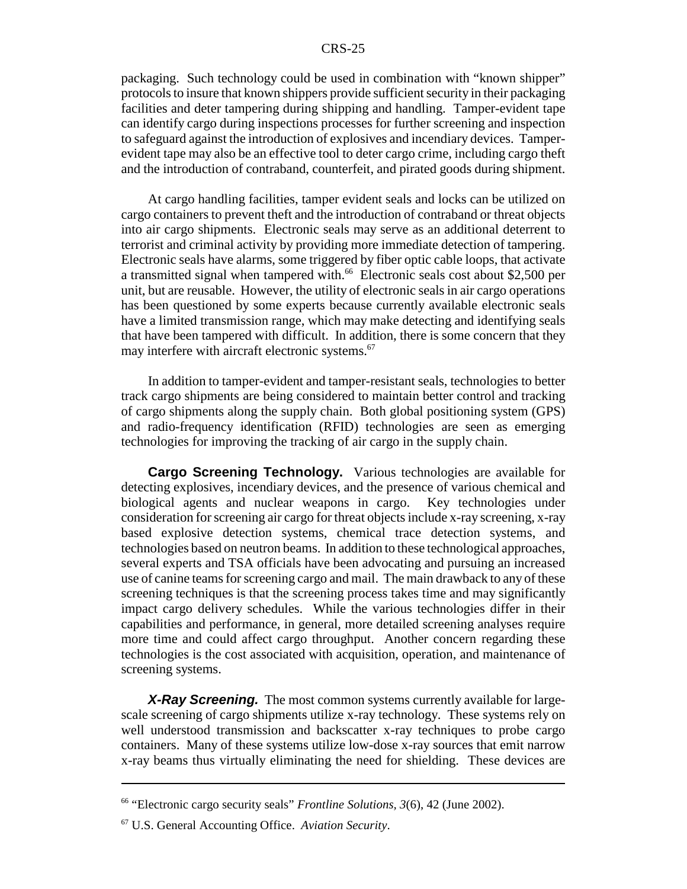packaging. Such technology could be used in combination with "known shipper" protocols to insure that known shippers provide sufficient security in their packaging facilities and deter tampering during shipping and handling. Tamper-evident tape can identify cargo during inspections processes for further screening and inspection to safeguard against the introduction of explosives and incendiary devices. Tamper-evident tape may also be an effective tool to deter cargo crime, including cargo theft and the introduction of contraband, counterfeit, and pirated goods during shipment.

At cargo handling facilities, tamper evident seals and locks can be utilized on cargo containers to prevent theft and the introduction of contraband or threat objects into air cargo shipments. Electronic seals may serve as an additional deterrent to terrorist and criminal activity by providing more immediate detection of tampering. Electronic seals have alarms, some triggered by fiber optic cable loops, that activate a transmitted signal when tampered with.[66] Electronic seals cost about $2,500 per unit, but are reusable. However, the utility of electronic seals in air cargo operations has been questioned by some experts because currently available electronic seals have a limited transmission range, which may make detecting and identifying seals that have been tampered with difficult. In addition, there is some concern that they may interfere with aircraft electronic systems.[67]

In addition to tamper-evident and tamper-resistant seals, technologies to better track cargo shipments are being considered to maintain better control and tracking of cargo shipments along the supply chain. Both global positioning system (GPS) and radio-frequency identification (RFID) technologies are seen as emerging technologies for improving the tracking of air cargo in the supply chain.

**Cargo Screening Technology.** Various technologies are available for detecting explosives, incendiary devices, and the presence of various chemical and biological agents and nuclear weapons in cargo. Key technologies under consideration for screening air cargo for threat objects include x-ray screening, x-ray based explosive detection systems, chemical trace detection systems, and technologies based on neutron beams. In addition to these technological approaches, several experts and TSA officials have been advocating and pursuing an increased use of canine teams for screening cargo and mail. The main drawback to any of these screening techniques is that the screening process takes time and may significantly impact cargo delivery schedules. While the various technologies differ in their capabilities and performance, in general, more detailed screening analyses require more time and could affect cargo throughput. Another concern regarding these technologies is the cost associated with acquisition, operation, and maintenance of screening systems.

***X-Ray Screening.*** The most common systems currently available for large-scale screening of cargo shipments utilize x-ray technology. These systems rely on well understood transmission and backscatter x-ray techniques to probe cargo containers. Many of these systems utilize low-dose x-ray sources that emit narrow x-ray beams thus virtually eliminating the need for shielding. These devices are

---

[66] "Electronic cargo security seals" *Frontline Solutions, 3*(6), 42 (June 2002).

[67] U.S. General Accounting Office. *Aviation Security*.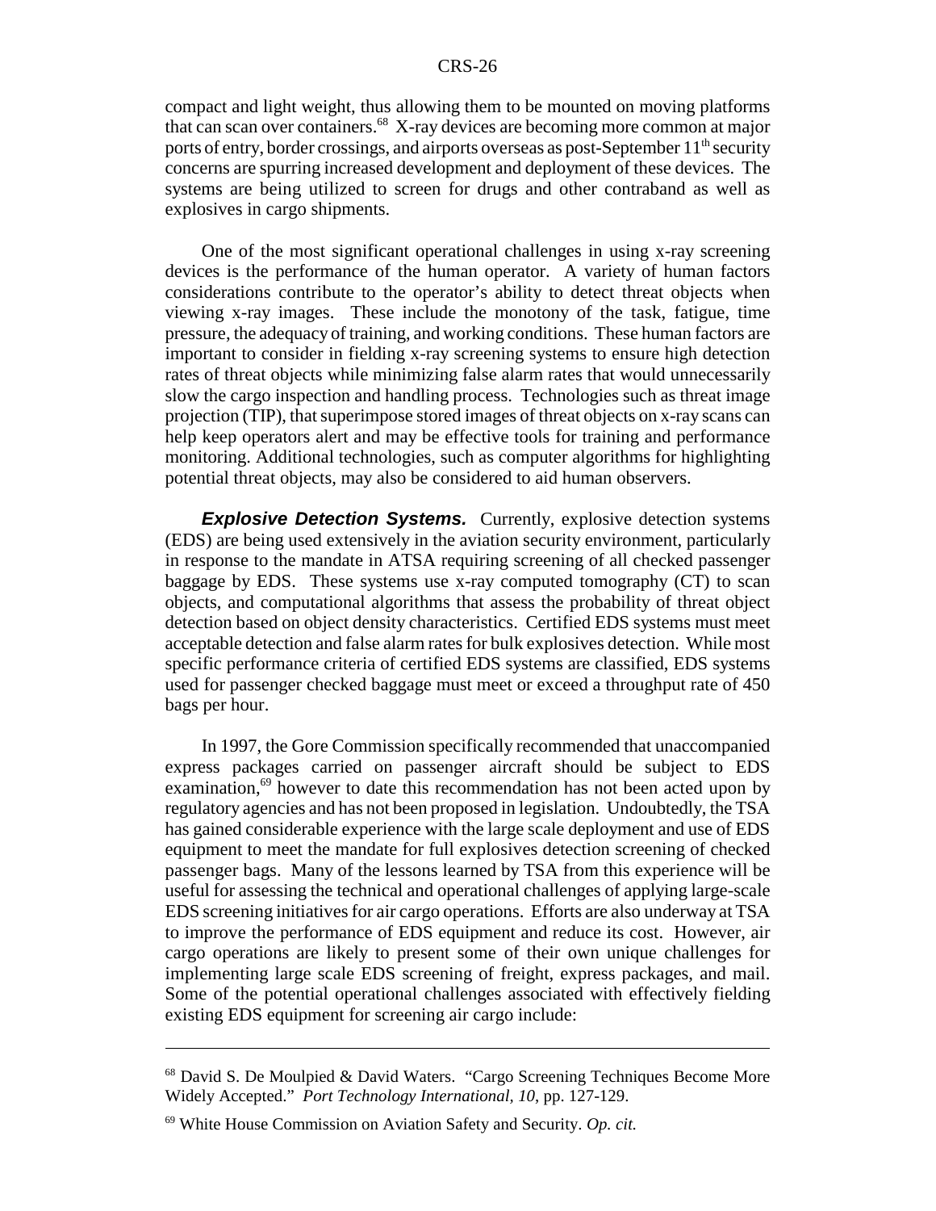compact and light weight, thus allowing them to be mounted on moving platforms that can scan over containers.[68] X-ray devices are becoming more common at major ports of entry, border crossings, and airports overseas as post-September 11th security concerns are spurring increased development and deployment of these devices. The systems are being utilized to screen for drugs and other contraband as well as explosives in cargo shipments.

One of the most significant operational challenges in using x-ray screening devices is the performance of the human operator. A variety of human factors considerations contribute to the operator's ability to detect threat objects when viewing x-ray images. These include the monotony of the task, fatigue, time pressure, the adequacy of training, and working conditions. These human factors are important to consider in fielding x-ray screening systems to ensure high detection rates of threat objects while minimizing false alarm rates that would unnecessarily slow the cargo inspection and handling process. Technologies such as threat image projection (TIP), that superimpose stored images of threat objects on x-ray scans can help keep operators alert and may be effective tools for training and performance monitoring. Additional technologies, such as computer algorithms for highlighting potential threat objects, may also be considered to aid human observers.

***Explosive Detection Systems.*** Currently, explosive detection systems (EDS) are being used extensively in the aviation security environment, particularly in response to the mandate in ATSA requiring screening of all checked passenger baggage by EDS. These systems use x-ray computed tomography (CT) to scan objects, and computational algorithms that assess the probability of threat object detection based on object density characteristics. Certified EDS systems must meet acceptable detection and false alarm rates for bulk explosives detection. While most specific performance criteria of certified EDS systems are classified, EDS systems used for passenger checked baggage must meet or exceed a throughput rate of 450 bags per hour.

In 1997, the Gore Commission specifically recommended that unaccompanied express packages carried on passenger aircraft should be subject to EDS examination,[69] however to date this recommendation has not been acted upon by regulatory agencies and has not been proposed in legislation. Undoubtedly, the TSA has gained considerable experience with the large scale deployment and use of EDS equipment to meet the mandate for full explosives detection screening of checked passenger bags. Many of the lessons learned by TSA from this experience will be useful for assessing the technical and operational challenges of applying large-scale EDS screening initiatives for air cargo operations. Efforts are also underway at TSA to improve the performance of EDS equipment and reduce its cost. However, air cargo operations are likely to present some of their own unique challenges for implementing large scale EDS screening of freight, express packages, and mail. Some of the potential operational challenges associated with effectively fielding existing EDS equipment for screening air cargo include:

---

[68] David S. De Moulpied & David Waters. "Cargo Screening Techniques Become More Widely Accepted." *Port Technology International, 10*, pp. 127-129.

[69] White House Commission on Aviation Safety and Security. *Op. cit.*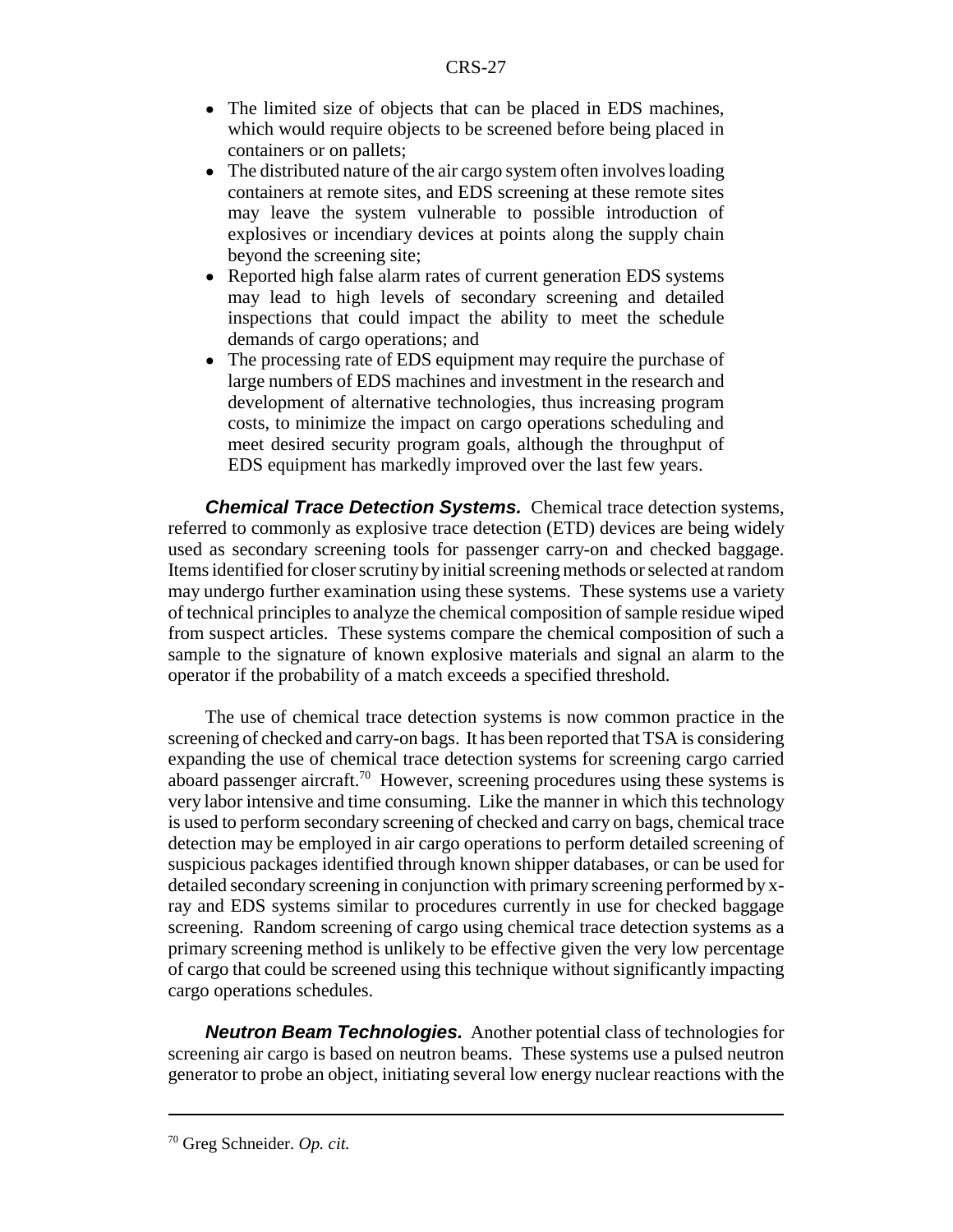- The limited size of objects that can be placed in EDS machines, which would require objects to be screened before being placed in containers or on pallets;
- The distributed nature of the air cargo system often involves loading containers at remote sites, and EDS screening at these remote sites may leave the system vulnerable to possible introduction of explosives or incendiary devices at points along the supply chain beyond the screening site;
- Reported high false alarm rates of current generation EDS systems may lead to high levels of secondary screening and detailed inspections that could impact the ability to meet the schedule demands of cargo operations; and
- The processing rate of EDS equipment may require the purchase of large numbers of EDS machines and investment in the research and development of alternative technologies, thus increasing program costs, to minimize the impact on cargo operations scheduling and meet desired security program goals, although the throughput of EDS equipment has markedly improved over the last few years.

***Chemical Trace Detection Systems.*** Chemical trace detection systems, referred to commonly as explosive trace detection (ETD) devices are being widely used as secondary screening tools for passenger carry-on and checked baggage. Items identified for closer scrutiny by initial screening methods or selected at random may undergo further examination using these systems. These systems use a variety of technical principles to analyze the chemical composition of sample residue wiped from suspect articles. These systems compare the chemical composition of such a sample to the signature of known explosive materials and signal an alarm to the operator if the probability of a match exceeds a specified threshold.

The use of chemical trace detection systems is now common practice in the screening of checked and carry-on bags. It has been reported that TSA is considering expanding the use of chemical trace detection systems for screening cargo carried aboard passenger aircraft.[70] However, screening procedures using these systems is very labor intensive and time consuming. Like the manner in which this technology is used to perform secondary screening of checked and carry on bags, chemical trace detection may be employed in air cargo operations to perform detailed screening of suspicious packages identified through known shipper databases, or can be used for detailed secondary screening in conjunction with primary screening performed by x-ray and EDS systems similar to procedures currently in use for checked baggage screening. Random screening of cargo using chemical trace detection systems as a primary screening method is unlikely to be effective given the very low percentage of cargo that could be screened using this technique without significantly impacting cargo operations schedules.

***Neutron Beam Technologies.*** Another potential class of technologies for screening air cargo is based on neutron beams. These systems use a pulsed neutron generator to probe an object, initiating several low energy nuclear reactions with the

---

[70] Greg Schneider. *Op. cit.*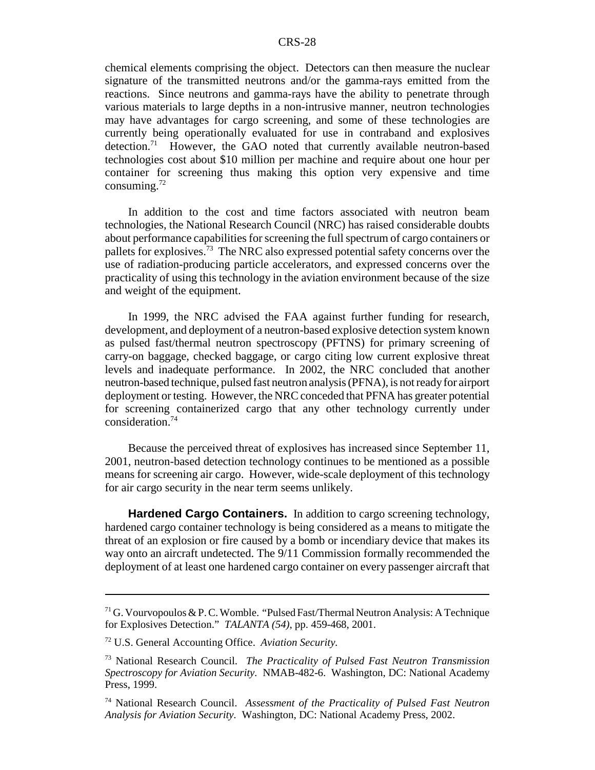chemical elements comprising the object. Detectors can then measure the nuclear signature of the transmitted neutrons and/or the gamma-rays emitted from the reactions. Since neutrons and gamma-rays have the ability to penetrate through various materials to large depths in a non-intrusive manner, neutron technologies may have advantages for cargo screening, and some of these technologies are currently being operationally evaluated for use in contraband and explosives detection.[71] However, the GAO noted that currently available neutron-based technologies cost about $10 million per machine and require about one hour per container for screening thus making this option very expensive and time consuming.[72]

In addition to the cost and time factors associated with neutron beam technologies, the National Research Council (NRC) has raised considerable doubts about performance capabilities for screening the full spectrum of cargo containers or pallets for explosives.[73] The NRC also expressed potential safety concerns over the use of radiation-producing particle accelerators, and expressed concerns over the practicality of using this technology in the aviation environment because of the size and weight of the equipment.

In 1999, the NRC advised the FAA against further funding for research, development, and deployment of a neutron-based explosive detection system known as pulsed fast/thermal neutron spectroscopy (PFTNS) for primary screening of carry-on baggage, checked baggage, or cargo citing low current explosive threat levels and inadequate performance. In 2002, the NRC concluded that another neutron-based technique, pulsed fast neutron analysis (PFNA), is not ready for airport deployment or testing. However, the NRC conceded that PFNA has greater potential for screening containerized cargo that any other technology currently under consideration.[74]

Because the perceived threat of explosives has increased since September 11, 2001, neutron-based detection technology continues to be mentioned as a possible means for screening air cargo. However, wide-scale deployment of this technology for air cargo security in the near term seems unlikely.

**Hardened Cargo Containers.** In addition to cargo screening technology, hardened cargo container technology is being considered as a means to mitigate the threat of an explosion or fire caused by a bomb or incendiary device that makes its way onto an aircraft undetected. The 9/11 Commission formally recommended the deployment of at least one hardened cargo container on every passenger aircraft that

---

[71] G. Vourvopoulos & P. C. Womble. "Pulsed Fast/Thermal Neutron Analysis: A Technique for Explosives Detection." *TALANTA (54)*, pp. 459-468, 2001.

[72] U.S. General Accounting Office. *Aviation Security.*

[73] National Research Council. *The Practicality of Pulsed Fast Neutron Transmission Spectroscopy for Aviation Security*. NMAB-482-6. Washington, DC: National Academy Press, 1999.

[74] National Research Council. *Assessment of the Practicality of Pulsed Fast Neutron Analysis for Aviation Security*. Washington, DC: National Academy Press, 2002.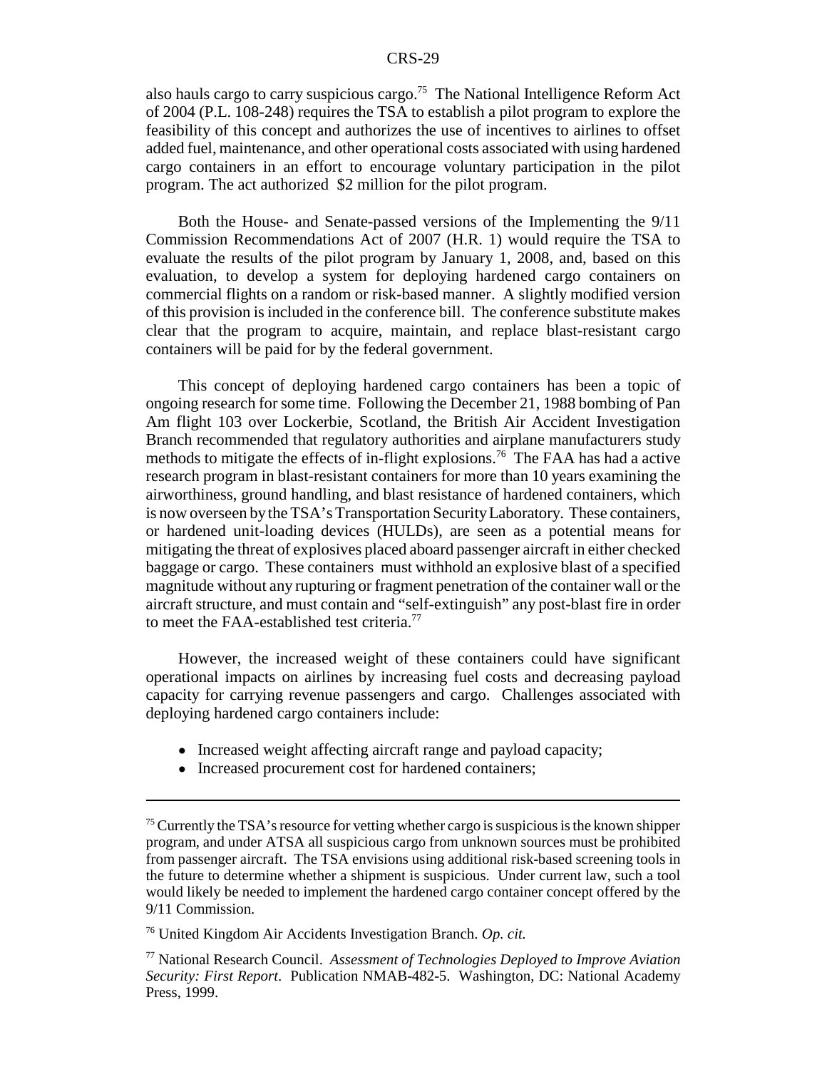also hauls cargo to carry suspicious cargo.[75] The National Intelligence Reform Act of 2004 (P.L. 108-248) requires the TSA to establish a pilot program to explore the feasibility of this concept and authorizes the use of incentives to airlines to offset added fuel, maintenance, and other operational costs associated with using hardened cargo containers in an effort to encourage voluntary participation in the pilot program. The act authorized $2 million for the pilot program.

Both the House- and Senate-passed versions of the Implementing the 9/11 Commission Recommendations Act of 2007 (H.R. 1) would require the TSA to evaluate the results of the pilot program by January 1, 2008, and, based on this evaluation, to develop a system for deploying hardened cargo containers on commercial flights on a random or risk-based manner. A slightly modified version of this provision is included in the conference bill. The conference substitute makes clear that the program to acquire, maintain, and replace blast-resistant cargo containers will be paid for by the federal government.

This concept of deploying hardened cargo containers has been a topic of ongoing research for some time. Following the December 21, 1988 bombing of Pan Am flight 103 over Lockerbie, Scotland, the British Air Accident Investigation Branch recommended that regulatory authorities and airplane manufacturers study methods to mitigate the effects of in-flight explosions.[76] The FAA has had a active research program in blast-resistant containers for more than 10 years examining the airworthiness, ground handling, and blast resistance of hardened containers, which is now overseen by the TSA's Transportation Security Laboratory. These containers, or hardened unit-loading devices (HULDs), are seen as a potential means for mitigating the threat of explosives placed aboard passenger aircraft in either checked baggage or cargo. These containers must withhold an explosive blast of a specified magnitude without any rupturing or fragment penetration of the container wall or the aircraft structure, and must contain and "self-extinguish" any post-blast fire in order to meet the FAA-established test criteria.[77]

However, the increased weight of these containers could have significant operational impacts on airlines by increasing fuel costs and decreasing payload capacity for carrying revenue passengers and cargo. Challenges associated with deploying hardened cargo containers include:

- Increased weight affecting aircraft range and payload capacity;
- Increased procurement cost for hardened containers;

---

[75] Currently the TSA's resource for vetting whether cargo is suspicious is the known shipper program, and under ATSA all suspicious cargo from unknown sources must be prohibited from passenger aircraft. The TSA envisions using additional risk-based screening tools in the future to determine whether a shipment is suspicious. Under current law, such a tool would likely be needed to implement the hardened cargo container concept offered by the 9/11 Commission.

[76] United Kingdom Air Accidents Investigation Branch. *Op. cit.*

[77] National Research Council. *Assessment of Technologies Deployed to Improve Aviation Security: First Report*. Publication NMAB-482-5. Washington, DC: National Academy Press, 1999.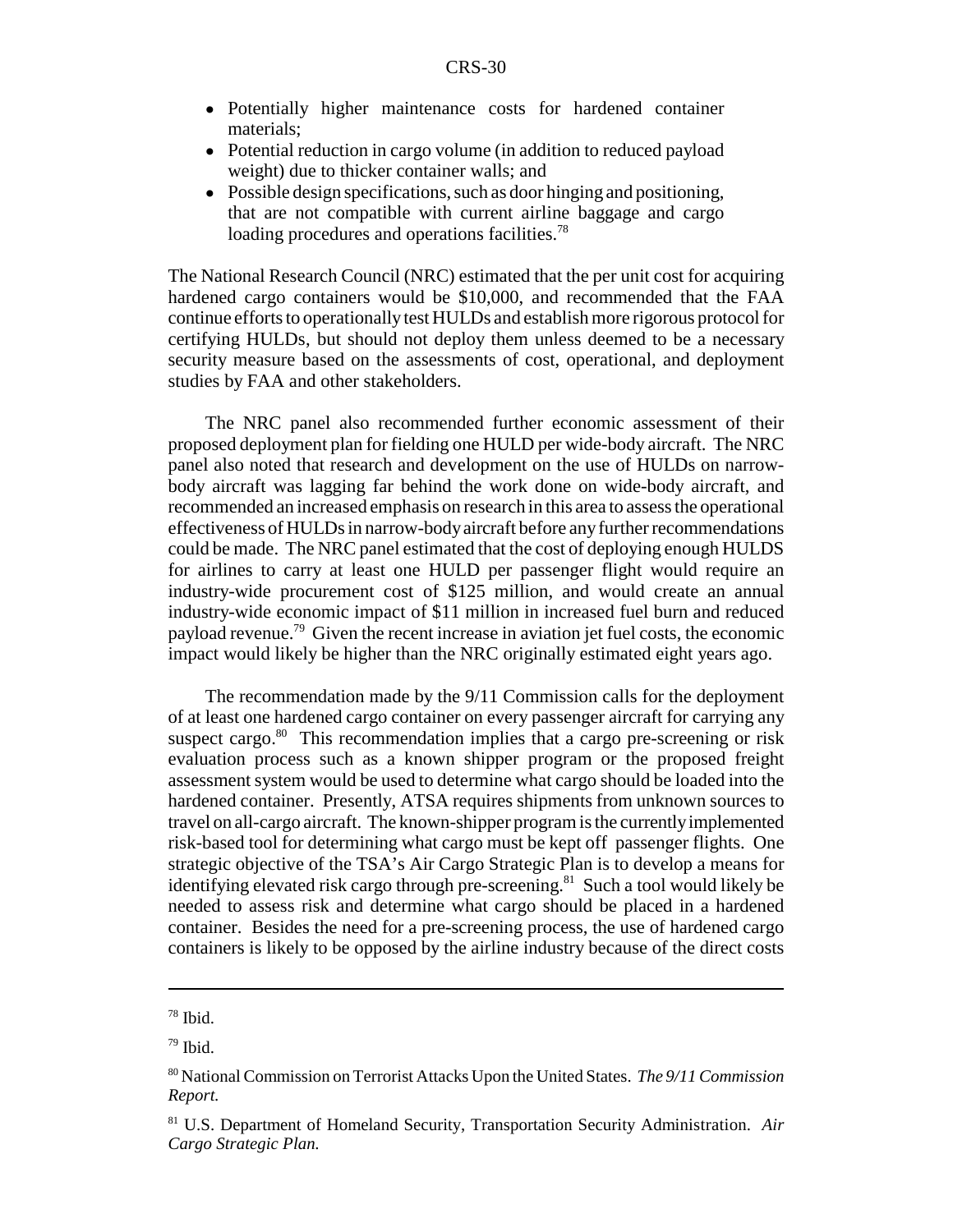- Potentially higher maintenance costs for hardened container materials;
- Potential reduction in cargo volume (in addition to reduced payload weight) due to thicker container walls; and
- Possible design specifications, such as door hinging and positioning, that are not compatible with current airline baggage and cargo loading procedures and operations facilities.[78]

The National Research Council (NRC) estimated that the per unit cost for acquiring hardened cargo containers would be $10,000, and recommended that the FAA continue efforts to operationally test HULDs and establish more rigorous protocol for certifying HULDs, but should not deploy them unless deemed to be a necessary security measure based on the assessments of cost, operational, and deployment studies by FAA and other stakeholders.

The NRC panel also recommended further economic assessment of their proposed deployment plan for fielding one HULD per wide-body aircraft. The NRC panel also noted that research and development on the use of HULDs on narrow-body aircraft was lagging far behind the work done on wide-body aircraft, and recommended an increased emphasis on research in this area to assess the operational effectiveness of HULDs in narrow-body aircraft before any further recommendations could be made. The NRC panel estimated that the cost of deploying enough HULDS for airlines to carry at least one HULD per passenger flight would require an industry-wide procurement cost of $125 million, and would create an annual industry-wide economic impact of $11 million in increased fuel burn and reduced payload revenue.[79] Given the recent increase in aviation jet fuel costs, the economic impact would likely be higher than the NRC originally estimated eight years ago.

The recommendation made by the 9/11 Commission calls for the deployment of at least one hardened cargo container on every passenger aircraft for carrying any suspect cargo.[80] This recommendation implies that a cargo pre-screening or risk evaluation process such as a known shipper program or the proposed freight assessment system would be used to determine what cargo should be loaded into the hardened container. Presently, ATSA requires shipments from unknown sources to travel on all-cargo aircraft. The known-shipper program is the currently implemented risk-based tool for determining what cargo must be kept off passenger flights. One strategic objective of the TSA's Air Cargo Strategic Plan is to develop a means for identifying elevated risk cargo through pre-screening.[81] Such a tool would likely be needed to assess risk and determine what cargo should be placed in a hardened container. Besides the need for a pre-screening process, the use of hardened cargo containers is likely to be opposed by the airline industry because of the direct costs

---

[78] Ibid.

[79] Ibid.

[80] National Commission on Terrorist Attacks Upon the United States. *The 9/11 Commission Report.*

[81] U.S. Department of Homeland Security, Transportation Security Administration. *Air Cargo Strategic Plan.*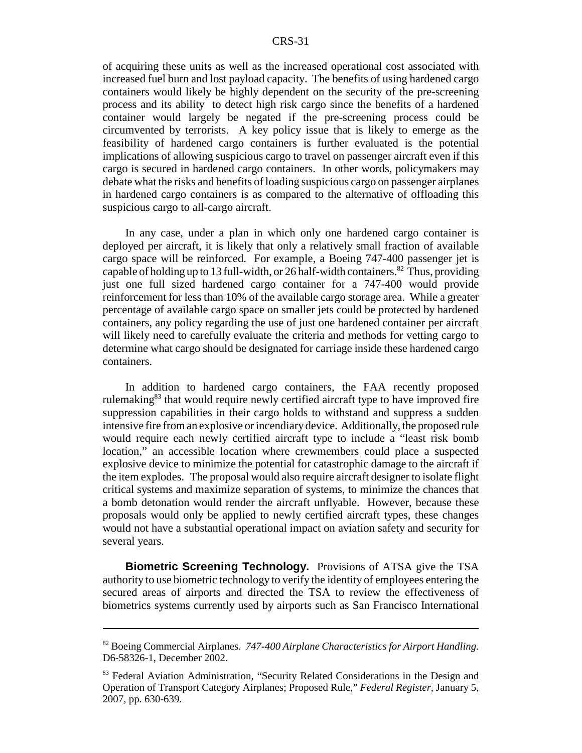of acquiring these units as well as the increased operational cost associated with increased fuel burn and lost payload capacity. The benefits of using hardened cargo containers would likely be highly dependent on the security of the pre-screening process and its ability to detect high risk cargo since the benefits of a hardened container would largely be negated if the pre-screening process could be circumvented by terrorists. A key policy issue that is likely to emerge as the feasibility of hardened cargo containers is further evaluated is the potential implications of allowing suspicious cargo to travel on passenger aircraft even if this cargo is secured in hardened cargo containers. In other words, policymakers may debate what the risks and benefits of loading suspicious cargo on passenger airplanes in hardened cargo containers is as compared to the alternative of offloading this suspicious cargo to all-cargo aircraft.

In any case, under a plan in which only one hardened cargo container is deployed per aircraft, it is likely that only a relatively small fraction of available cargo space will be reinforced. For example, a Boeing 747-400 passenger jet is capable of holding up to 13 full-width, or 26 half-width containers.[82] Thus, providing just one full sized hardened cargo container for a 747-400 would provide reinforcement for less than 10% of the available cargo storage area. While a greater percentage of available cargo space on smaller jets could be protected by hardened containers, any policy regarding the use of just one hardened container per aircraft will likely need to carefully evaluate the criteria and methods for vetting cargo to determine what cargo should be designated for carriage inside these hardened cargo containers.

In addition to hardened cargo containers, the FAA recently proposed rulemaking[83] that would require newly certified aircraft type to have improved fire suppression capabilities in their cargo holds to withstand and suppress a sudden intensive fire from an explosive or incendiary device. Additionally, the proposed rule would require each newly certified aircraft type to include a "least risk bomb location," an accessible location where crewmembers could place a suspected explosive device to minimize the potential for catastrophic damage to the aircraft if the item explodes. The proposal would also require aircraft designer to isolate flight critical systems and maximize separation of systems, to minimize the chances that a bomb detonation would render the aircraft unflyable. However, because these proposals would only be applied to newly certified aircraft types, these changes would not have a substantial operational impact on aviation safety and security for several years.

**Biometric Screening Technology.** Provisions of ATSA give the TSA authority to use biometric technology to verify the identity of employees entering the secured areas of airports and directed the TSA to review the effectiveness of biometrics systems currently used by airports such as San Francisco International

---

[82] Boeing Commercial Airplanes. *747-400 Airplane Characteristics for Airport Handling.* D6-58326-1, December 2002.

[83] Federal Aviation Administration, "Security Related Considerations in the Design and Operation of Transport Category Airplanes; Proposed Rule," *Federal Register*, January 5, 2007, pp. 630-639.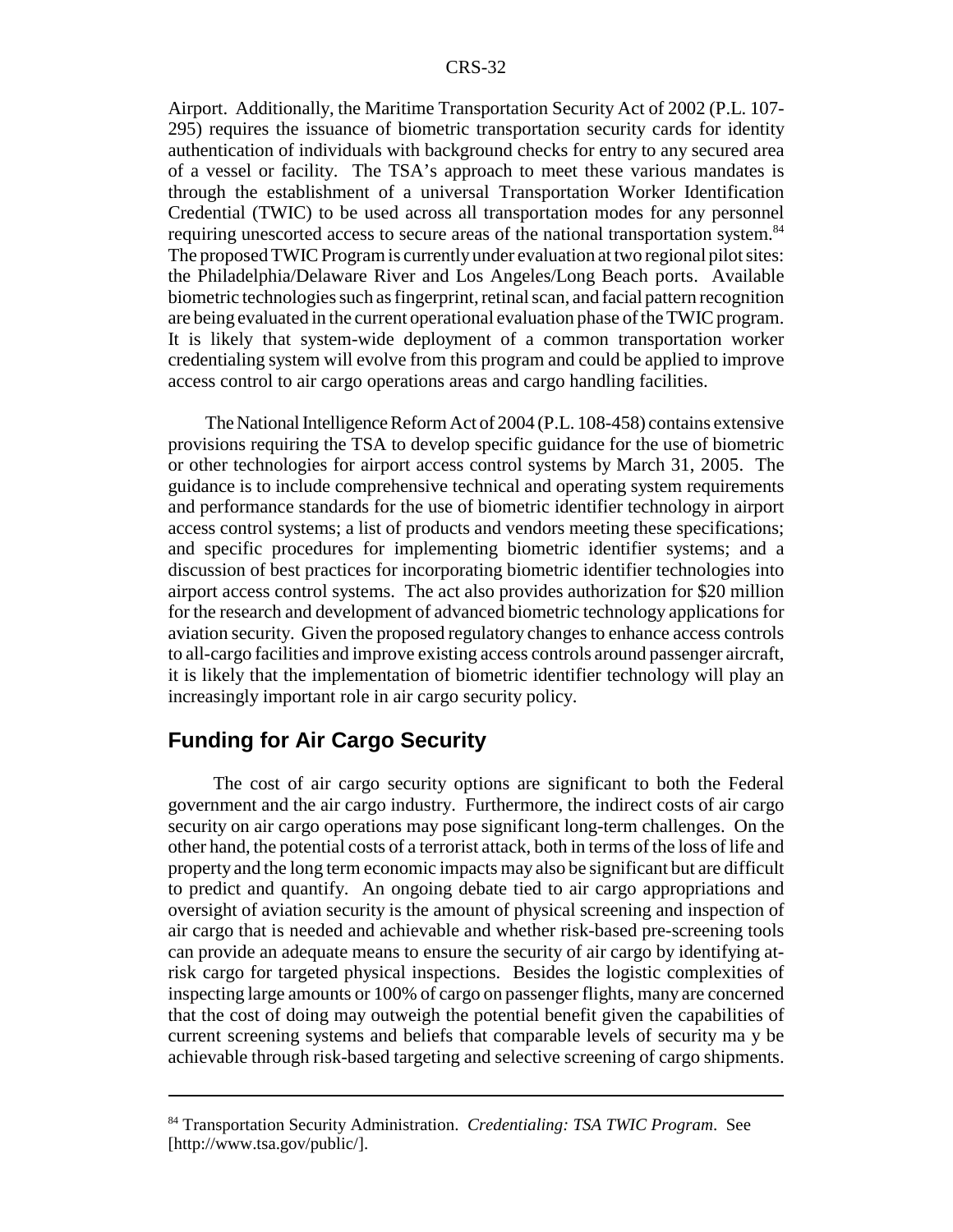Airport. Additionally, the Maritime Transportation Security Act of 2002 (P.L. 107-295) requires the issuance of biometric transportation security cards for identity authentication of individuals with background checks for entry to any secured area of a vessel or facility. The TSA's approach to meet these various mandates is through the establishment of a universal Transportation Worker Identification Credential (TWIC) to be used across all transportation modes for any personnel requiring unescorted access to secure areas of the national transportation system.[84] The proposed TWIC Program is currently under evaluation at two regional pilot sites: the Philadelphia/Delaware River and Los Angeles/Long Beach ports. Available biometric technologies such as fingerprint, retinal scan, and facial pattern recognition are being evaluated in the current operational evaluation phase of the TWIC program. It is likely that system-wide deployment of a common transportation worker credentialing system will evolve from this program and could be applied to improve access control to air cargo operations areas and cargo handling facilities.

The National Intelligence Reform Act of 2004 (P.L. 108-458) contains extensive provisions requiring the TSA to develop specific guidance for the use of biometric or other technologies for airport access control systems by March 31, 2005. The guidance is to include comprehensive technical and operating system requirements and performance standards for the use of biometric identifier technology in airport access control systems; a list of products and vendors meeting these specifications; and specific procedures for implementing biometric identifier systems; and a discussion of best practices for incorporating biometric identifier technologies into airport access control systems. The act also provides authorization for $20 million for the research and development of advanced biometric technology applications for aviation security. Given the proposed regulatory changes to enhance access controls to all-cargo facilities and improve existing access controls around passenger aircraft, it is likely that the implementation of biometric identifier technology will play an increasingly important role in air cargo security policy.

## Funding for Air Cargo Security

The cost of air cargo security options are significant to both the Federal government and the air cargo industry. Furthermore, the indirect costs of air cargo security on air cargo operations may pose significant long-term challenges. On the other hand, the potential costs of a terrorist attack, both in terms of the loss of life and property and the long term economic impacts may also be significant but are difficult to predict and quantify. An ongoing debate tied to air cargo appropriations and oversight of aviation security is the amount of physical screening and inspection of air cargo that is needed and achievable and whether risk-based pre-screening tools can provide an adequate means to ensure the security of air cargo by identifying at-risk cargo for targeted physical inspections. Besides the logistic complexities of inspecting large amounts or 100% of cargo on passenger flights, many are concerned that the cost of doing may outweigh the potential benefit given the capabilities of current screening systems and beliefs that comparable levels of security ma y be achievable through risk-based targeting and selective screening of cargo shipments.

---

[84] Transportation Security Administration. *Credentialing: TSA TWIC Program*. See [http://www.tsa.gov/public/].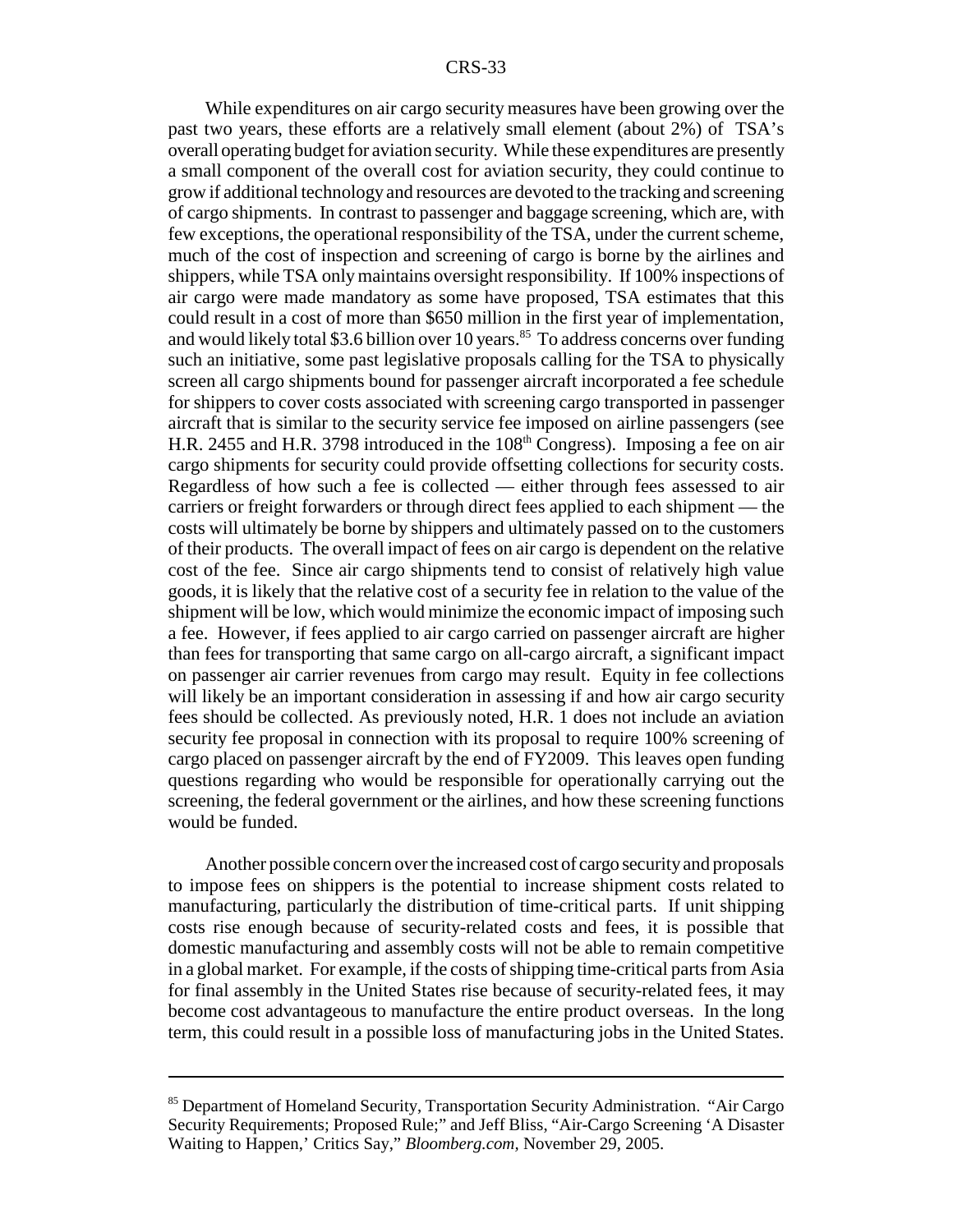While expenditures on air cargo security measures have been growing over the past two years, these efforts are a relatively small element (about 2%) of TSA's overall operating budget for aviation security. While these expenditures are presently a small component of the overall cost for aviation security, they could continue to grow if additional technology and resources are devoted to the tracking and screening of cargo shipments. In contrast to passenger and baggage screening, which are, with few exceptions, the operational responsibility of the TSA, under the current scheme, much of the cost of inspection and screening of cargo is borne by the airlines and shippers, while TSA only maintains oversight responsibility. If 100% inspections of air cargo were made mandatory as some have proposed, TSA estimates that this could result in a cost of more than \$650 million in the first year of implementation, and would likely total \$3.6 billion over 10 years.[85] To address concerns over funding such an initiative, some past legislative proposals calling for the TSA to physically screen all cargo shipments bound for passenger aircraft incorporated a fee schedule for shippers to cover costs associated with screening cargo transported in passenger aircraft that is similar to the security service fee imposed on airline passengers (see H.R. 2455 and H.R. 3798 introduced in the 108th Congress). Imposing a fee on air cargo shipments for security could provide offsetting collections for security costs. Regardless of how such a fee is collected — either through fees assessed to air carriers or freight forwarders or through direct fees applied to each shipment — the costs will ultimately be borne by shippers and ultimately passed on to the customers of their products. The overall impact of fees on air cargo is dependent on the relative cost of the fee. Since air cargo shipments tend to consist of relatively high value goods, it is likely that the relative cost of a security fee in relation to the value of the shipment will be low, which would minimize the economic impact of imposing such a fee. However, if fees applied to air cargo carried on passenger aircraft are higher than fees for transporting that same cargo on all-cargo aircraft, a significant impact on passenger air carrier revenues from cargo may result. Equity in fee collections will likely be an important consideration in assessing if and how air cargo security fees should be collected. As previously noted, H.R. 1 does not include an aviation security fee proposal in connection with its proposal to require 100% screening of cargo placed on passenger aircraft by the end of FY2009. This leaves open funding questions regarding who would be responsible for operationally carrying out the screening, the federal government or the airlines, and how these screening functions would be funded.

Another possible concern over the increased cost of cargo security and proposals to impose fees on shippers is the potential to increase shipment costs related to manufacturing, particularly the distribution of time-critical parts. If unit shipping costs rise enough because of security-related costs and fees, it is possible that domestic manufacturing and assembly costs will not be able to remain competitive in a global market. For example, if the costs of shipping time-critical parts from Asia for final assembly in the United States rise because of security-related fees, it may become cost advantageous to manufacture the entire product overseas. In the long term, this could result in a possible loss of manufacturing jobs in the United States.

---

[85] Department of Homeland Security, Transportation Security Administration. "Air Cargo Security Requirements; Proposed Rule;" and Jeff Bliss, "Air-Cargo Screening 'A Disaster Waiting to Happen,' Critics Say," *Bloomberg.com*, November 29, 2005.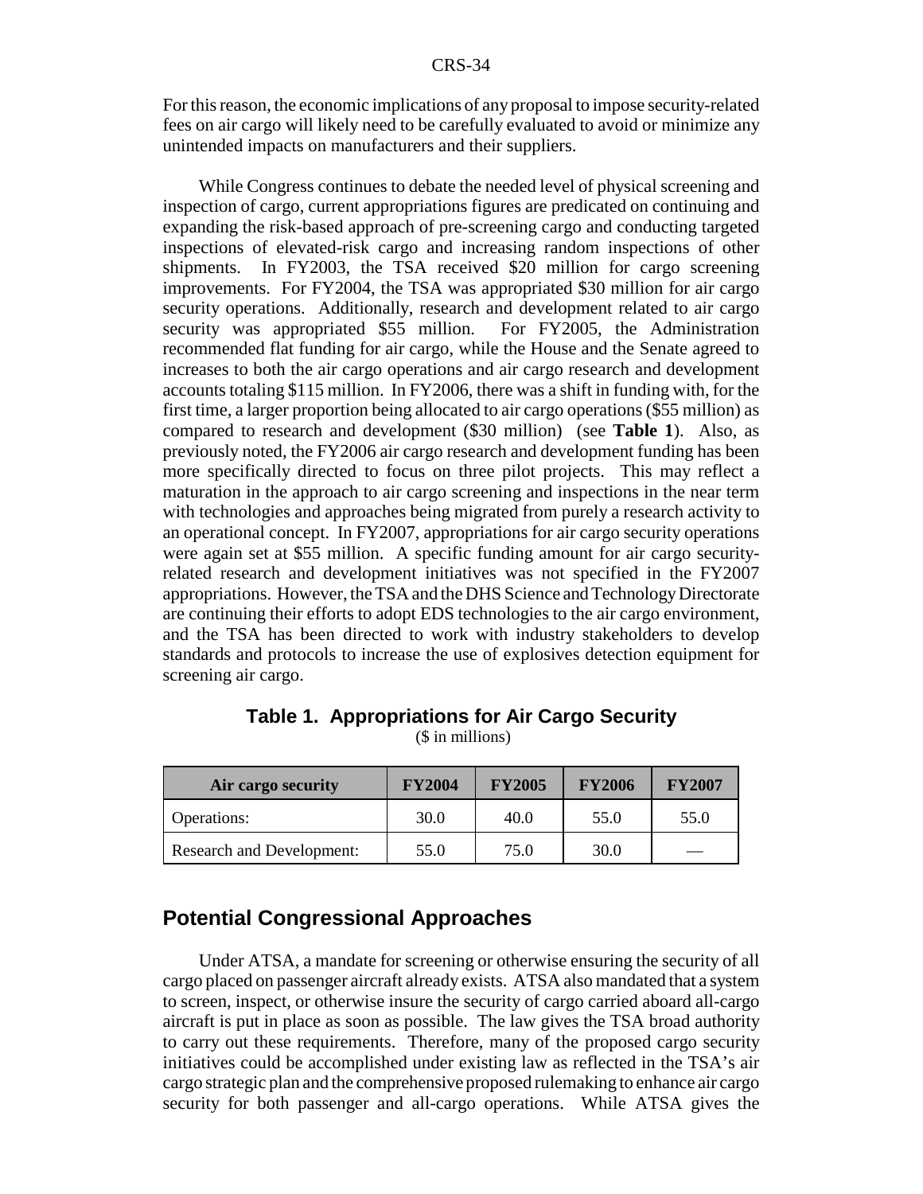For this reason, the economic implications of any proposal to impose security-related fees on air cargo will likely need to be carefully evaluated to avoid or minimize any unintended impacts on manufacturers and their suppliers.

While Congress continues to debate the needed level of physical screening and inspection of cargo, current appropriations figures are predicated on continuing and expanding the risk-based approach of pre-screening cargo and conducting targeted inspections of elevated-risk cargo and increasing random inspections of other shipments. In FY2003, the TSA received $20 million for cargo screening improvements. For FY2004, the TSA was appropriated $30 million for air cargo security operations. Additionally, research and development related to air cargo security was appropriated $55 million. For FY2005, the Administration recommended flat funding for air cargo, while the House and the Senate agreed to increases to both the air cargo operations and air cargo research and development accounts totaling $115 million. In FY2006, there was a shift in funding with, for the first time, a larger proportion being allocated to air cargo operations ($55 million) as compared to research and development ($30 million) (see **Table 1**). Also, as previously noted, the FY2006 air cargo research and development funding has been more specifically directed to focus on three pilot projects. This may reflect a maturation in the approach to air cargo screening and inspections in the near term with technologies and approaches being migrated from purely a research activity to an operational concept. In FY2007, appropriations for air cargo security operations were again set at $55 million. A specific funding amount for air cargo security-related research and development initiatives was not specified in the FY2007 appropriations. However, the TSA and the DHS Science and Technology Directorate are continuing their efforts to adopt EDS technologies to the air cargo environment, and the TSA has been directed to work with industry stakeholders to develop standards and protocols to increase the use of explosives detection equipment for screening air cargo.

**Table 1. Appropriations for Air Cargo Security**
($ in millions)

| Air cargo security | FY2004 | FY2005 | FY2006 | FY2007 |
|---|---|---|---|---|
| Operations: | 30.0 | 40.0 | 55.0 | 55.0 |
| Research and Development: | 55.0 | 75.0 | 30.0 | — |

## Potential Congressional Approaches

Under ATSA, a mandate for screening or otherwise ensuring the security of all cargo placed on passenger aircraft already exists. ATSA also mandated that a system to screen, inspect, or otherwise insure the security of cargo carried aboard all-cargo aircraft is put in place as soon as possible. The law gives the TSA broad authority to carry out these requirements. Therefore, many of the proposed cargo security initiatives could be accomplished under existing law as reflected in the TSA's air cargo strategic plan and the comprehensive proposed rulemaking to enhance air cargo security for both passenger and all-cargo operations. While ATSA gives the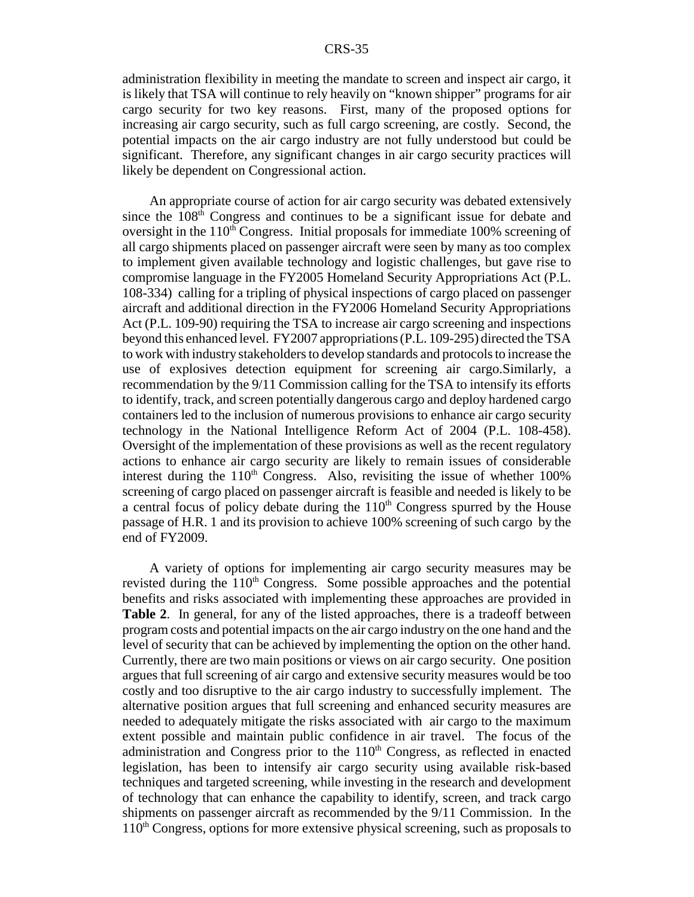administration flexibility in meeting the mandate to screen and inspect air cargo, it is likely that TSA will continue to rely heavily on "known shipper" programs for air cargo security for two key reasons. First, many of the proposed options for increasing air cargo security, such as full cargo screening, are costly. Second, the potential impacts on the air cargo industry are not fully understood but could be significant. Therefore, any significant changes in air cargo security practices will likely be dependent on Congressional action.

An appropriate course of action for air cargo security was debated extensively since the 108th Congress and continues to be a significant issue for debate and oversight in the 110th Congress. Initial proposals for immediate 100% screening of all cargo shipments placed on passenger aircraft were seen by many as too complex to implement given available technology and logistic challenges, but gave rise to compromise language in the FY2005 Homeland Security Appropriations Act (P.L. 108-334) calling for a tripling of physical inspections of cargo placed on passenger aircraft and additional direction in the FY2006 Homeland Security Appropriations Act (P.L. 109-90) requiring the TSA to increase air cargo screening and inspections beyond this enhanced level. FY2007 appropriations (P.L. 109-295) directed the TSA to work with industry stakeholders to develop standards and protocols to increase the use of explosives detection equipment for screening air cargo.Similarly, a recommendation by the 9/11 Commission calling for the TSA to intensify its efforts to identify, track, and screen potentially dangerous cargo and deploy hardened cargo containers led to the inclusion of numerous provisions to enhance air cargo security technology in the National Intelligence Reform Act of 2004 (P.L. 108-458). Oversight of the implementation of these provisions as well as the recent regulatory actions to enhance air cargo security are likely to remain issues of considerable interest during the 110th Congress. Also, revisiting the issue of whether 100% screening of cargo placed on passenger aircraft is feasible and needed is likely to be a central focus of policy debate during the 110th Congress spurred by the House passage of H.R. 1 and its provision to achieve 100% screening of such cargo by the end of FY2009.

A variety of options for implementing air cargo security measures may be revisted during the 110th Congress. Some possible approaches and the potential benefits and risks associated with implementing these approaches are provided in **Table 2**. In general, for any of the listed approaches, there is a tradeoff between program costs and potential impacts on the air cargo industry on the one hand and the level of security that can be achieved by implementing the option on the other hand. Currently, there are two main positions or views on air cargo security. One position argues that full screening of air cargo and extensive security measures would be too costly and too disruptive to the air cargo industry to successfully implement. The alternative position argues that full screening and enhanced security measures are needed to adequately mitigate the risks associated with air cargo to the maximum extent possible and maintain public confidence in air travel. The focus of the administration and Congress prior to the 110th Congress, as reflected in enacted legislation, has been to intensify air cargo security using available risk-based techniques and targeted screening, while investing in the research and development of technology that can enhance the capability to identify, screen, and track cargo shipments on passenger aircraft as recommended by the 9/11 Commission. In the 110th Congress, options for more extensive physical screening, such as proposals to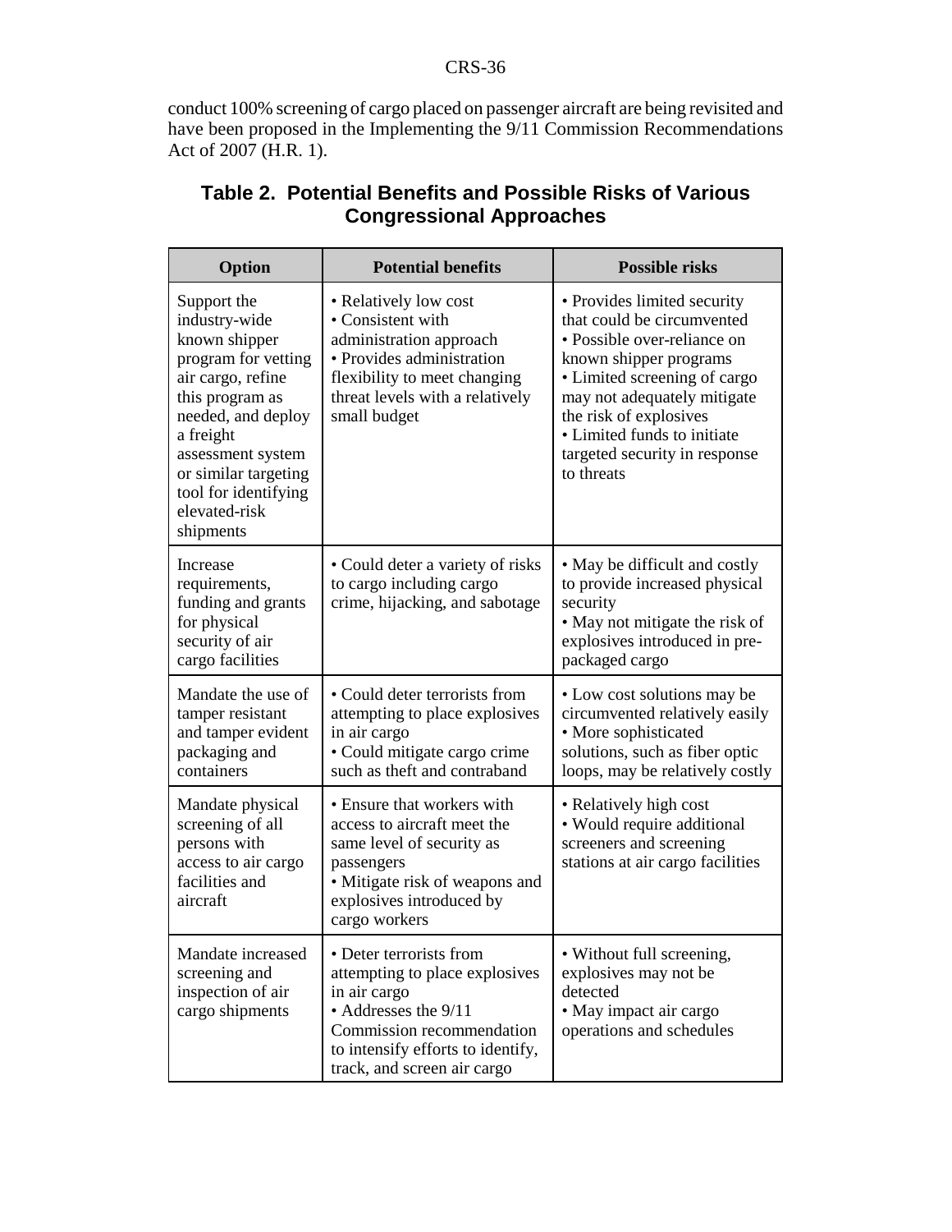conduct 100% screening of cargo placed on passenger aircraft are being revisited and have been proposed in the Implementing the 9/11 Commission Recommendations Act of 2007 (H.R. 1).

## Table 2. Potential Benefits and Possible Risks of Various Congressional Approaches

| Option | Potential benefits | Possible risks |
|---|---|---|
| Support the industry-wide known shipper program for vetting air cargo, refine this program as needed, and deploy a freight assessment system or similar targeting tool for identifying elevated-risk shipments | • Relatively low cost<br>• Consistent with administration approach<br>• Provides administration flexibility to meet changing threat levels with a relatively small budget | • Provides limited security that could be circumvented<br>• Possible over-reliance on known shipper programs<br>• Limited screening of cargo may not adequately mitigate the risk of explosives<br>• Limited funds to initiate targeted security in response to threats |
| Increase requirements, funding and grants for physical security of air cargo facilities | • Could deter a variety of risks to cargo including cargo crime, hijacking, and sabotage | • May be difficult and costly to provide increased physical security<br>• May not mitigate the risk of explosives introduced in pre-packaged cargo |
| Mandate the use of tamper resistant and tamper evident packaging and containers | • Could deter terrorists from attempting to place explosives in air cargo<br>• Could mitigate cargo crime such as theft and contraband | • Low cost solutions may be circumvented relatively easily<br>• More sophisticated solutions, such as fiber optic loops, may be relatively costly |
| Mandate physical screening of all persons with access to air cargo facilities and aircraft | • Ensure that workers with access to aircraft meet the same level of security as passengers<br>• Mitigate risk of weapons and explosives introduced by cargo workers | • Relatively high cost<br>• Would require additional screeners and screening stations at air cargo facilities |
| Mandate increased screening and inspection of air cargo shipments | • Deter terrorists from attempting to place explosives in air cargo<br>• Addresses the 9/11 Commission recommendation to intensify efforts to identify, track, and screen air cargo | • Without full screening, explosives may not be detected<br>• May impact air cargo operations and schedules |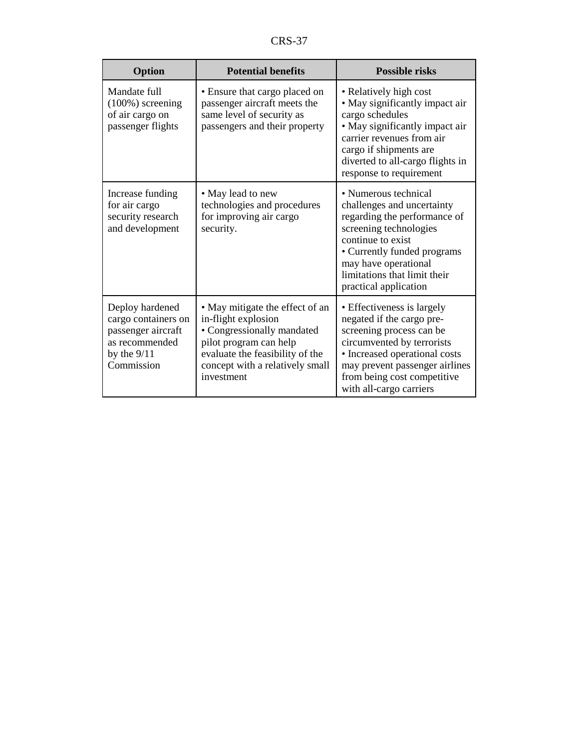| Option | Potential benefits | Possible risks |
|---|---|---|
| Mandate full (100%) screening of air cargo on passenger flights | • Ensure that cargo placed on passenger aircraft meets the same level of security as passengers and their property | • Relatively high cost<br>• May significantly impact air cargo schedules<br>• May significantly impact air carrier revenues from air cargo if shipments are diverted to all-cargo flights in response to requirement |
| Increase funding for air cargo security research and development | • May lead to new technologies and procedures for improving air cargo security. | • Numerous technical challenges and uncertainty regarding the performance of screening technologies continue to exist<br>• Currently funded programs may have operational limitations that limit their practical application |
| Deploy hardened cargo containers on passenger aircraft as recommended by the 9/11 Commission | • May mitigate the effect of an in-flight explosion<br>• Congressionally mandated pilot program can help evaluate the feasibility of the concept with a relatively small investment | • Effectiveness is largely negated if the cargo pre-screening process can be circumvented by terrorists<br>• Increased operational costs may prevent passenger airlines from being cost competitive with all-cargo carriers |